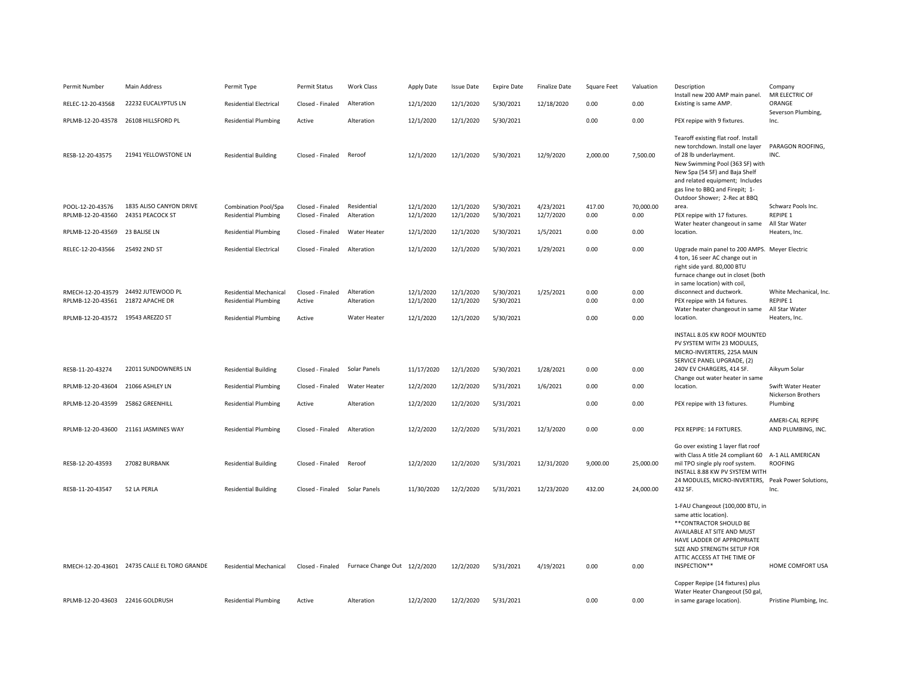| Permit Number | Main Address | Permit Type | Permit Status | Work Class | Apply Date | Issue Date | Expire Date | Finalize Date | Square Feet | Valuation | Description | Company |
|---|---|---|---|---|---|---|---|---|---|---|---|---|
| RELEC-12-20-43568 | 22232 EUCALYPTUS LN | Residential Electrical | Closed - Finaled | Alteration | 12/1/2020 | 12/1/2020 | 5/30/2021 | 12/18/2020 | 0.00 | 0.00 | Install new 200 AMP main panel. Existing is same AMP. | MR ELECTRIC OF ORANGE |
| RPLMB-12-20-43578 | 26108 HILLSFORD PL | Residential Plumbing | Active | Alteration | 12/1/2020 | 12/1/2020 | 5/30/2021 | | 0.00 | 0.00 | PEX repipe with 9 fixtures. | Severson Plumbing, Inc. |
| RESB-12-20-43575 | 21941 YELLOWSTONE LN | Residential Building | Closed - Finaled | Reroof | 12/1/2020 | 12/1/2020 | 5/30/2021 | 12/9/2020 | 2,000.00 | 7,500.00 | Tearoff existing flat roof. Install new torchdown. Install one layer of 28 lb underlayment. | PARAGON ROOFING, INC. |
| POOL-12-20-43576 | 1835 ALISO CANYON DRIVE | Combination Pool/Spa | Closed - Finaled | Residential | 12/1/2020 | 12/1/2020 | 5/30/2021 | 4/23/2021 | 417.00 | 70,000.00 | New Swimming Pool (363 SF) with New Spa (54 SF) and Baja Shelf and related equipment; Includes gas line to BBQ and Firepit; 1-Outdoor Shower; 2-Rec at BBQ area. | Schwarz Pools Inc. |
| RPLMB-12-20-43560 | 24351 PEACOCK ST | Residential Plumbing | Closed - Finaled | Alteration | 12/1/2020 | 12/1/2020 | 5/30/2021 | 12/7/2020 | 0.00 | 0.00 | PEX repipe with 17 fixtures. | REPIPE 1 |
| RPLMB-12-20-43569 | 23 BALISE LN | Residential Plumbing | Closed - Finaled | Water Heater | 12/1/2020 | 12/1/2020 | 5/30/2021 | 1/5/2021 | 0.00 | 0.00 | Water heater changeout in same location. | All Star Water Heaters, Inc. |
| RELEC-12-20-43566 | 25492 2ND ST | Residential Electrical | Closed - Finaled | Alteration | 12/1/2020 | 12/1/2020 | 5/30/2021 | 1/29/2021 | 0.00 | 0.00 | Upgrade main panel to 200 AMPS. | Meyer Electric |
| RMECH-12-20-43579 | 24492 JUTEWOOD PL | Residential Mechanical | Closed - Finaled | Alteration | 12/1/2020 | 12/1/2020 | 5/30/2021 | 1/25/2021 | 0.00 | 0.00 | 4 ton, 16 seer AC change out in right side yard. 80,000 BTU furnace change out in closet (both in same location) with coil, disconnect and ductwork. | White Mechanical, Inc. |
| RPLMB-12-20-43561 | 21872 APACHE DR | Residential Plumbing | Active | Alteration | 12/1/2020 | 12/1/2020 | 5/30/2021 | | 0.00 | 0.00 | PEX repipe with 14 fixtures. | REPIPE 1 |
| RPLMB-12-20-43572 | 19543 AREZZO ST | Residential Plumbing | Active | Water Heater | 12/1/2020 | 12/1/2020 | 5/30/2021 | | 0.00 | 0.00 | Water heater changeout in same location. | All Star Water Heaters, Inc. |
| RESB-11-20-43274 | 22011 SUNDOWNERS LN | Residential Building | Closed - Finaled | Solar Panels | 11/17/2020 | 12/1/2020 | 5/30/2021 | 1/28/2021 | 0.00 | 0.00 | INSTALL 8.05 KW ROOF MOUNTED PV SYSTEM WITH 23 MODULES, MICRO-INVERTERS, 225A MAIN SERVICE PANEL UPGRADE, (2) 240V EV CHARGERS, 414 SF. | Aikyum Solar |
| RPLMB-12-20-43604 | 21066 ASHLEY LN | Residential Plumbing | Closed - Finaled | Water Heater | 12/2/2020 | 12/2/2020 | 5/31/2021 | 1/6/2021 | 0.00 | 0.00 | Change out water heater in same location. | Swift Water Heater |
| RPLMB-12-20-43599 | 25862 GREENHILL | Residential Plumbing | Active | Alteration | 12/2/2020 | 12/2/2020 | 5/31/2021 | | 0.00 | 0.00 | PEX repipe with 13 fixtures. | Nickerson Brothers Plumbing |
| RPLMB-12-20-43600 | 21161 JASMINES WAY | Residential Plumbing | Closed - Finaled | Alteration | 12/2/2020 | 12/2/2020 | 5/31/2021 | 12/3/2020 | 0.00 | 0.00 | PEX REPIPE: 14 FIXTURES. | AMERI-CAL REPIPE AND PLUMBING, INC. |
| RESB-12-20-43593 | 27082 BURBANK | Residential Building | Closed - Finaled | Reroof | 12/2/2020 | 12/2/2020 | 5/31/2021 | 12/31/2020 | 9,000.00 | 25,000.00 | Go over existing 1 layer flat roof with Class A title 24 compliant 60 mil TPO single ply roof system. | A-1 ALL AMERICAN ROOFING |
| RESB-11-20-43547 | 52 LA PERLA | Residential Building | Closed - Finaled | Solar Panels | 11/30/2020 | 12/2/2020 | 5/31/2021 | 12/23/2020 | 432.00 | 24,000.00 | INSTALL 8.88 KW PV SYSTEM WITH 24 MODULES, MICRO-INVERTERS, 432 SF. | Peak Power Solutions, Inc. |
| RMECH-12-20-43601 | 24735 CALLE EL TORO GRANDE | Residential Mechanical | Closed - Finaled | Furnace Change Out | 12/2/2020 | 12/2/2020 | 5/31/2021 | 4/19/2021 | 0.00 | 0.00 | 1-FAU Changeout (100,000 BTU, in same attic location). **CONTRACTOR SHOULD BE AVAILABLE AT SITE AND MUST HAVE LADDER OF APPROPRIATE SIZE AND STRENGTH SETUP FOR ATTIC ACCESS AT THE TIME OF INSPECTION** | HOME COMFORT USA |
| RPLMB-12-20-43603 | 22416 GOLDRUSH | Residential Plumbing | Active | Alteration | 12/2/2020 | 12/2/2020 | 5/31/2021 | | 0.00 | 0.00 | Copper Repipe (14 fixtures) plus Water Heater Changeout (50 gal, in same garage location). | Pristine Plumbing, Inc. |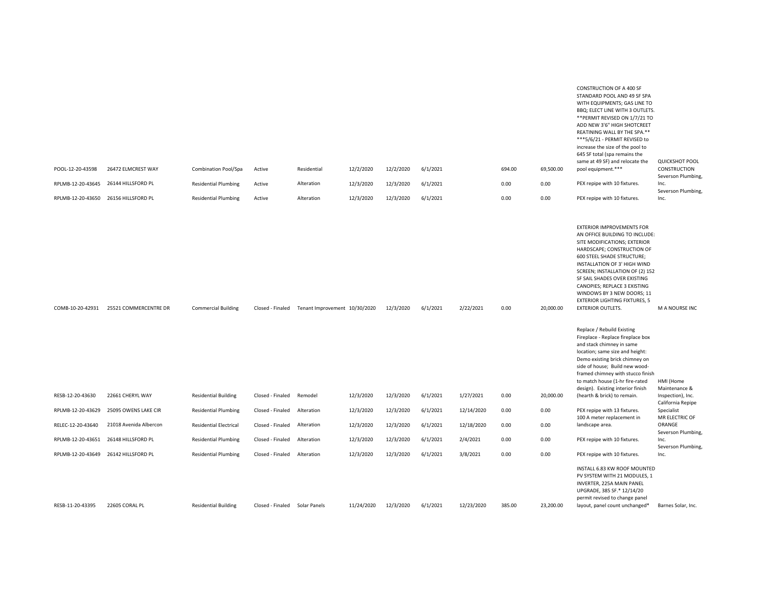| | | | | | | | | | | | | |
|---|---|---|---|---|---|---|---|---|---|---|---|---|
| POOL-12-20-43598 | 26472 ELMCREST WAY | Combination Pool/Spa | Active | Residential | 12/2/2020 | 12/2/2020 | 6/1/2021 | | 694.00 | 69,500.00 | CONSTRUCTION OF A 400 SF STANDARD POOL AND 49 SF SPA WITH EQUIPMENTS; GAS LINE TO BBQ; ELECT LINE WITH 3 OUTLETS. **PERMIT REVISED ON 1/7/21 TO ADD NEW 3'6" HIGH SHOTCREET REATINING WALL BY THE SPA.** ***5/6/21 - PERMIT REVISED to increase the size of the pool to 645 SF total (spa remains the same at 49 SF) and relocate the pool equipment.*** | QUICKSHOT POOL CONSTRUCTION |
| RPLMB-12-20-43645 | 26144 HILLSFORD PL | Residential Plumbing | Active | Alteration | 12/3/2020 | 12/3/2020 | 6/1/2021 | | 0.00 | 0.00 | PEX repipe with 10 fixtures. | Severson Plumbing, Inc. |
| RPLMB-12-20-43650 | 26156 HILLSFORD PL | Residential Plumbing | Active | Alteration | 12/3/2020 | 12/3/2020 | 6/1/2021 | | 0.00 | 0.00 | PEX repipe with 10 fixtures. | Severson Plumbing, Inc. |
| COMB-10-20-42931 | 25521 COMMERCENTRE DR | Commercial Building | Closed - Finaled | Tenant Improvement | 10/30/2020 | 12/3/2020 | 6/1/2021 | 2/22/2021 | 0.00 | 20,000.00 | EXTERIOR IMPROVEMENTS FOR AN OFFICE BUILDING TO INCLUDE: SITE MODIFICATIONS; EXTERIOR HARDSCAPE; CONSTRUCTION OF 600 STEEL SHADE STRUCTURE; INSTALLATION OF 3' HIGH WIND SCREEN; INSTALLATION OF (2) 152 SF SAIL SHADES OVER EXISTING CANOPIES; REPLACE 3 EXISTING WINDOWS BY 3 NEW DOORS; 11 EXTERIOR LIGHTING FIXTURES, 5 EXTERIOR OUTLETS. | M A NOURSE INC |
| RESB-12-20-43630 | 22661 CHERYL WAY | Residential Building | Closed - Finaled | Remodel | 12/3/2020 | 12/3/2020 | 6/1/2021 | 1/27/2021 | 0.00 | 20,000.00 | Replace / Rebuild Existing Fireplace - Replace fireplace box and stack chimney in same location; same size and height: Demo existing brick chimney on side of house; Build new wood-framed chimney with stucco finish to match house (1-hr fire-rated design). Existing interior finish (hearth & brick) to remain. | HMI (Home Maintenance & Inspection), Inc. |
| RPLMB-12-20-43629 | 25095 OWENS LAKE CIR | Residential Plumbing | Closed - Finaled | Alteration | 12/3/2020 | 12/3/2020 | 6/1/2021 | 12/14/2020 | 0.00 | 0.00 | PEX repipe with 13 fixtures. | California Repipe Specialist |
| RELEC-12-20-43640 | 21018 Avenida Albercon | Residential Electrical | Closed - Finaled | Alteration | 12/3/2020 | 12/3/2020 | 6/1/2021 | 12/18/2020 | 0.00 | 0.00 | 100 A meter replacement in landscape area. | MR ELECTRIC OF ORANGE |
| RPLMB-12-20-43651 | 26148 HILLSFORD PL | Residential Plumbing | Closed - Finaled | Alteration | 12/3/2020 | 12/3/2020 | 6/1/2021 | 2/4/2021 | 0.00 | 0.00 | PEX repipe with 10 fixtures. | Severson Plumbing, Inc. |
| RPLMB-12-20-43649 | 26142 HILLSFORD PL | Residential Plumbing | Closed - Finaled | Alteration | 12/3/2020 | 12/3/2020 | 6/1/2021 | 3/8/2021 | 0.00 | 0.00 | PEX repipe with 10 fixtures. | Severson Plumbing, Inc. |
| RESB-11-20-43395 | 22605 CORAL PL | Residential Building | Closed - Finaled | Solar Panels | 11/24/2020 | 12/3/2020 | 6/1/2021 | 12/23/2020 | 385.00 | 23,200.00 | INSTALL 6.83 KW ROOF MOUNTED PV SYSTEM WITH 21 MODULES, 1 INVERTER, 225A MAIN PANEL UPGRADE, 385 SF.* 12/14/20 permit revised to change panel layout, panel count unchanged* | Barnes Solar, Inc. |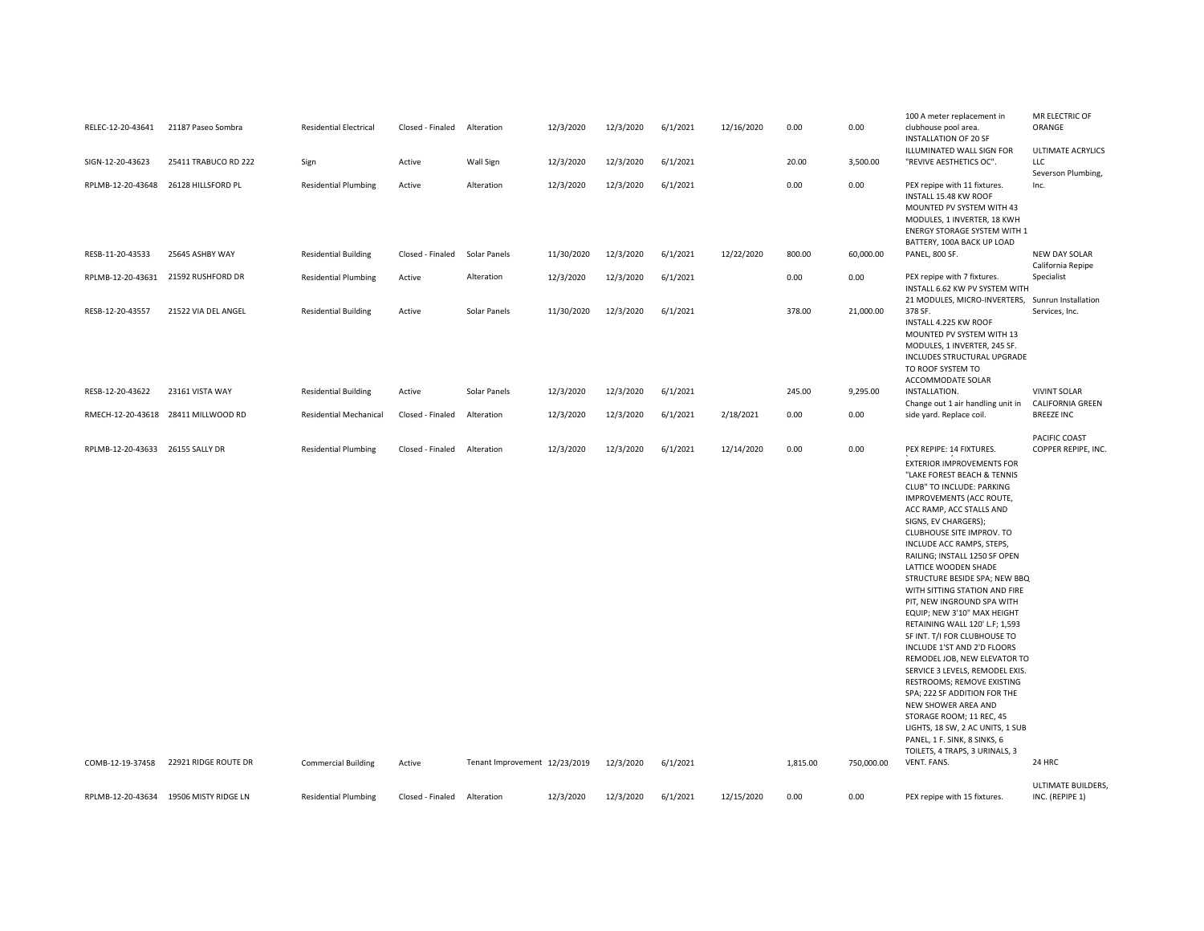| | | | | | | | | | | | | |
|---|---|---|---|---|---|---|---|---|---|---|---|---|
| RELEC-12-20-43641 | 21187 Paseo Sombra | Residential Electrical | Closed - Finaled | Alteration | 12/3/2020 | 12/3/2020 | 6/1/2021 | 12/16/2020 | 0.00 | 0.00 | 100 A meter replacement in clubhouse pool area. | MR ELECTRIC OF ORANGE |
| SIGN-12-20-43623 | 25411 TRABUCO RD 222 | Sign | Active | Wall Sign | 12/3/2020 | 12/3/2020 | 6/1/2021 | | 20.00 | 3,500.00 | INSTALLATION OF 20 SF ILLUMINATED WALL SIGN FOR "REVIVE AESTHETICS OC". | ULTIMATE ACRYLICS LLC |
| RPLMB-12-20-43648 | 26128 HILLSFORD PL | Residential Plumbing | Active | Alteration | 12/3/2020 | 12/3/2020 | 6/1/2021 | | 0.00 | 0.00 | PEX repipe with 11 fixtures. | Severson Plumbing, Inc. |
| RESB-11-20-43533 | 25645 ASHBY WAY | Residential Building | Closed - Finaled | Solar Panels | 11/30/2020 | 12/3/2020 | 6/1/2021 | 12/22/2020 | 800.00 | 60,000.00 | INSTALL 15.48 KW ROOF MOUNTED PV SYSTEM WITH 43 MODULES, 1 INVERTER, 18 KWH ENERGY STORAGE SYSTEM WITH 1 BATTERY, 100A BACK UP LOAD PANEL, 800 SF. | NEW DAY SOLAR |
| RPLMB-12-20-43631 | 21592 RUSHFORD DR | Residential Plumbing | Active | Alteration | 12/3/2020 | 12/3/2020 | 6/1/2021 | | 0.00 | 0.00 | PEX repipe with 7 fixtures. | California Repipe Specialist |
| RESB-12-20-43557 | 21522 VIA DEL ANGEL | Residential Building | Active | Solar Panels | 11/30/2020 | 12/3/2020 | 6/1/2021 | | 378.00 | 21,000.00 | INSTALL 6.62 KW PV SYSTEM WITH 21 MODULES, MICRO-INVERTERS, 378 SF. | Sunrun Installation Services, Inc. |
| RESB-12-20-43622 | 23161 VISTA WAY | Residential Building | Active | Solar Panels | 12/3/2020 | 12/3/2020 | 6/1/2021 | | 245.00 | 9,295.00 | INSTALL 4.225 KW ROOF MOUNTED PV SYSTEM WITH 13 MODULES, 1 INVERTER, 245 SF. INCLUDES STRUCTURAL UPGRADE TO ROOF SYSTEM TO ACCOMMODATE SOLAR INSTALLATION. | VIVINT SOLAR |
| RMECH-12-20-43618 | 28411 MILLWOOD RD | Residential Mechanical | Closed - Finaled | Alteration | 12/3/2020 | 12/3/2020 | 6/1/2021 | 2/18/2021 | 0.00 | 0.00 | Change out 1 air handling unit in side yard. Replace coil. | CALIFORNIA GREEN BREEZE INC |
| RPLMB-12-20-43633 | 26155 SALLY DR | Residential Plumbing | Closed - Finaled | Alteration | 12/3/2020 | 12/3/2020 | 6/1/2021 | 12/14/2020 | 0.00 | 0.00 | PEX REPIPE: 14 FIXTURES. | PACIFIC COAST COPPER REPIPE, INC. |
| COMB-12-19-37458 | 22921 RIDGE ROUTE DR | Commercial Building | Active | Tenant Improvement | 12/23/2019 | 12/3/2020 | 6/1/2021 | | 1,815.00 | 750,000.00 | EXTERIOR IMPROVEMENTS FOR "LAKE FOREST BEACH & TENNIS CLUB" TO INCLUDE: PARKING IMPROVEMENTS (ACC ROUTE, ACC RAMP, ACC STALLS AND SIGNS, EV CHARGERS); CLUBHOUSE SITE IMPROV. TO INCLUDE ACC RAMPS, STEPS, RAILING; INSTALL 1250 SF OPEN LATTICE WOODEN SHADE STRUCTURE BESIDE SPA; NEW BBQ WITH SITTING STATION AND FIRE PIT, NEW INGROUND SPA WITH EQUIP; NEW 3'10" MAX HEIGHT RETAINING WALL 120' L.F; 1,593 SF INT. T/I FOR CLUBHOUSE TO INCLUDE 1'ST AND 2'D FLOORS REMODEL JOB, NEW ELEVATOR TO SERVICE 3 LEVELS, REMODEL EXIS. RESTROOMS; REMOVE EXISTING SPA; 222 SF ADDITION FOR THE NEW SHOWER AREA AND STORAGE ROOM; 11 REC, 45 LIGHTS, 18 SW, 2 AC UNITS, 1 SUB PANEL, 1 F. SINK, 8 SINKS, 6 TOILETS, 4 TRAPS, 3 URINALS, 3 VENT. FANS. | 24 HRC |
| RPLMB-12-20-43634 | 19506 MISTY RIDGE LN | Residential Plumbing | Closed - Finaled | Alteration | 12/3/2020 | 12/3/2020 | 6/1/2021 | 12/15/2020 | 0.00 | 0.00 | PEX repipe with 15 fixtures. | ULTIMATE BUILDERS, INC. (REPIPE 1) |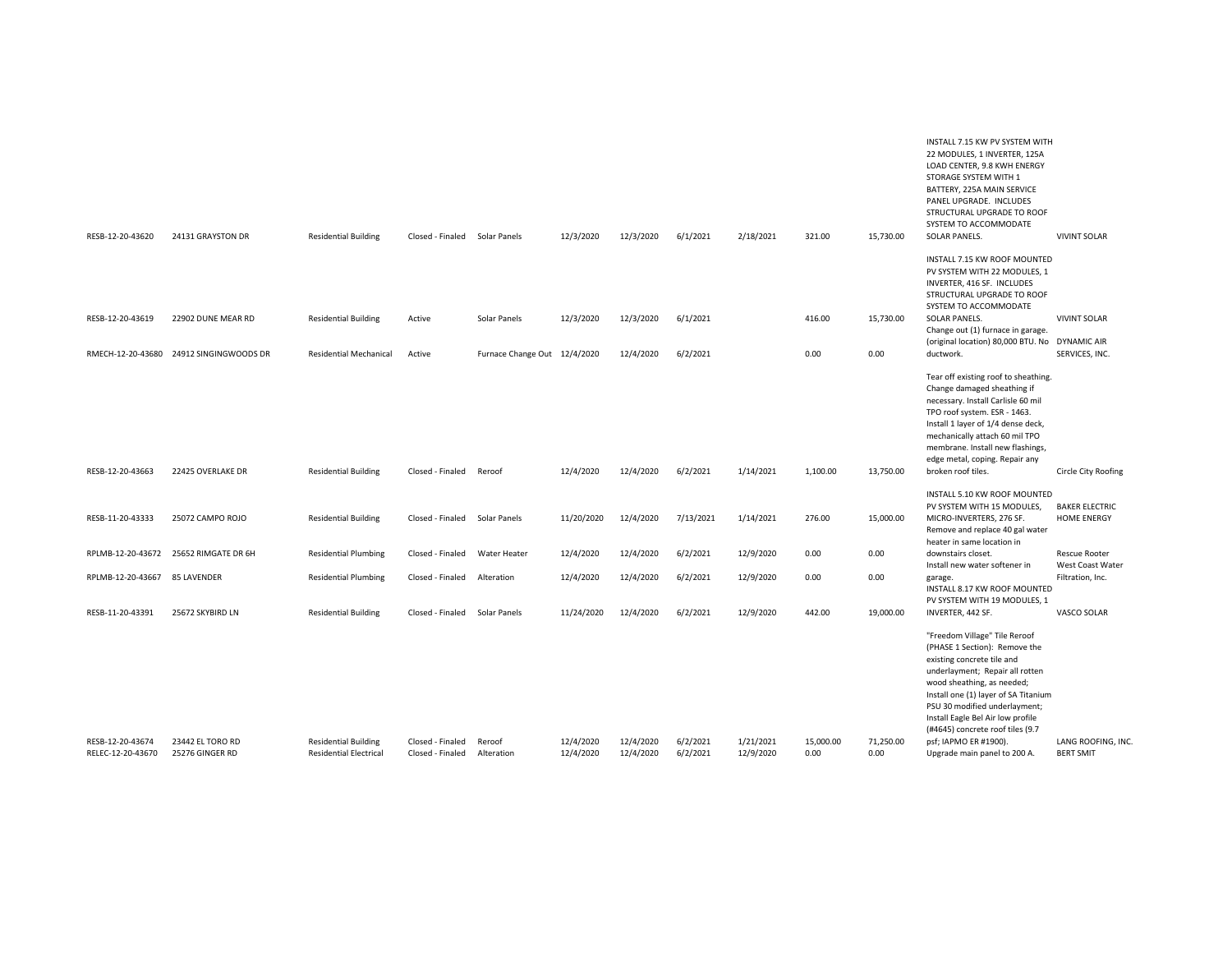| RESB-12-20-43620 | 24131 GRAYSTON DR | Residential Building | Closed - Finaled | Solar Panels | 12/3/2020 | 12/3/2020 | 6/1/2021 | 2/18/2021 | 321.00 | 15,730.00 | INSTALL 7.15 KW PV SYSTEM WITH 22 MODULES, 1 INVERTER, 125A LOAD CENTER, 9.8 KWH ENERGY STORAGE SYSTEM WITH 1 BATTERY, 225A MAIN SERVICE PANEL UPGRADE. INCLUDES STRUCTURAL UPGRADE TO ROOF SYSTEM TO ACCOMMODATE SOLAR PANELS. | VIVINT SOLAR |
|---|---|---|---|---|---|---|---|---|---|---|---|---|
| RESB-12-20-43619 | 22902 DUNE MEAR RD | Residential Building | Active | Solar Panels | 12/3/2020 | 12/3/2020 | 6/1/2021 | | 416.00 | 15,730.00 | INSTALL 7.15 KW ROOF MOUNTED PV SYSTEM WITH 22 MODULES, 1 INVERTER, 416 SF. INCLUDES STRUCTURAL UPGRADE TO ROOF SYSTEM TO ACCOMMODATE SOLAR PANELS. | VIVINT SOLAR |
| RMECH-12-20-43680 | 24912 SINGINGWOODS DR | Residential Mechanical | Active | Furnace Change Out | 12/4/2020 | 12/4/2020 | 6/2/2021 | | 0.00 | 0.00 | Change out (1) furnace in garage. (original location) 80,000 BTU. No ductwork. | DYNAMIC AIR SERVICES, INC. |
| RESB-12-20-43663 | 22425 OVERLAKE DR | Residential Building | Closed - Finaled | Reroof | 12/4/2020 | 12/4/2020 | 6/2/2021 | 1/14/2021 | 1,100.00 | 13,750.00 | Tear off existing roof to sheathing. Change damaged sheathing if necessary. Install Carlisle 60 mil TPO roof system. ESR - 1463. Install 1 layer of 1/4 dense deck, mechanically attach 60 mil TPO membrane. Install new flashings, edge metal, coping. Repair any broken roof tiles. | Circle City Roofing |
| RESB-11-20-43333 | 25072 CAMPO ROJO | Residential Building | Closed - Finaled | Solar Panels | 11/20/2020 | 12/4/2020 | 7/13/2021 | 1/14/2021 | 276.00 | 15,000.00 | INSTALL 5.10 KW ROOF MOUNTED PV SYSTEM WITH 15 MODULES, MICRO-INVERTERS, 276 SF. | BAKER ELECTRIC HOME ENERGY |
| RPLMB-12-20-43672 | 25652 RIMGATE DR 6H | Residential Plumbing | Closed - Finaled | Water Heater | 12/4/2020 | 12/4/2020 | 6/2/2021 | 12/9/2020 | 0.00 | 0.00 | Remove and replace 40 gal water heater in same location in downstairs closet. | Rescue Rooter |
| RPLMB-12-20-43667 | 85 LAVENDER | Residential Plumbing | Closed - Finaled | Alteration | 12/4/2020 | 12/4/2020 | 6/2/2021 | 12/9/2020 | 0.00 | 0.00 | Install new water softener in garage. | West Coast Water Filtration, Inc. |
| RESB-11-20-43391 | 25672 SKYBIRD LN | Residential Building | Closed - Finaled | Solar Panels | 11/24/2020 | 12/4/2020 | 6/2/2021 | 12/9/2020 | 442.00 | 19,000.00 | INSTALL 8.17 KW ROOF MOUNTED PV SYSTEM WITH 19 MODULES, 1 INVERTER, 442 SF. | VASCO SOLAR |
| RESB-12-20-43674 | 23442 EL TORO RD | Residential Building | Closed - Finaled | Reroof | 12/4/2020 | 12/4/2020 | 6/2/2021 | 1/21/2021 | 15,000.00 | 71,250.00 | "Freedom Village" Tile Reroof (PHASE 1 Section): Remove the existing concrete tile and underlayment; Repair all rotten wood sheathing, as needed; Install one (1) layer of SA Titanium PSU 30 modified underlayment; Install Eagle Bel Air low profile (#4645) concrete roof tiles (9.7 psf; IAPMO ER #1900). | LANG ROOFING, INC. |
| RELEC-12-20-43670 | 25276 GINGER RD | Residential Electrical | Closed - Finaled | Alteration | 12/4/2020 | 12/4/2020 | 6/2/2021 | 12/9/2020 | 0.00 | 0.00 | Upgrade main panel to 200 A. | BERT SMIT |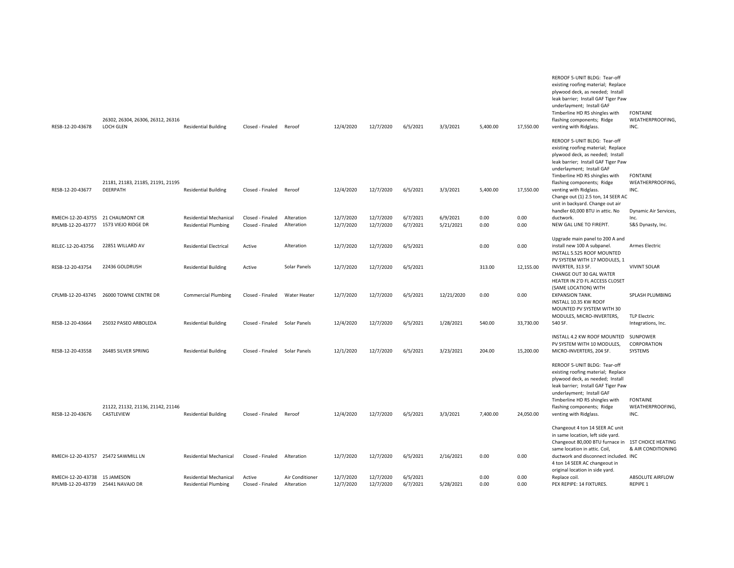| | | | | | | | | | | | | |
|---|---|---|---|---|---|---|---|---|---|---|---|---|
| RESB-12-20-43678 | 26302, 26304, 26306, 26312, 26316 LOCH GLEN | Residential Building | Closed - Finaled | Reroof | 12/4/2020 | 12/7/2020 | 6/5/2021 | 3/3/2021 | 5,400.00 | 17,550.00 | REROOF 5-UNIT BLDG: Tear-off existing roofing material; Replace plywood deck, as needed; Install leak barrier; Install GAF Tiger Paw underlayment; Install GAF Timberline HD RS shingles with flashing components; Ridge venting with Ridglass. | FONTAINE WEATHERPROOFING, INC. |
| RESB-12-20-43677 | 21181, 21183, 21185, 21191, 21195 DEERPATH | Residential Building | Closed - Finaled | Reroof | 12/4/2020 | 12/7/2020 | 6/5/2021 | 3/3/2021 | 5,400.00 | 17,550.00 | REROOF 5-UNIT BLDG: Tear-off existing roofing material; Replace plywood deck, as needed; Install leak barrier; Install GAF Tiger Paw underlayment; Install GAF Timberline HD RS shingles with flashing components; Ridge venting with Ridglass. | FONTAINE WEATHERPROOFING, INC. |
| RMECH-12-20-43755 | 21 CHAUMONT CIR | Residential Mechanical | Closed - Finaled | Alteration | 12/7/2020 | 12/7/2020 | 6/7/2021 | 6/9/2021 | 0.00 | 0.00 | Change out (1) 2.5 ton, 14 SEER AC unit in backyard. Change out air handler 60,000 BTU in attic. No ductwork. | Dynamic Air Services, Inc. |
| RPLMB-12-20-43777 | 1573 VIEJO RIDGE DR | Residential Plumbing | Closed - Finaled | Alteration | 12/7/2020 | 12/7/2020 | 6/7/2021 | 5/21/2021 | 0.00 | 0.00 | NEW GAL LINE TO FIREPIT. | S&S Dynasty, Inc. |
| RELEC-12-20-43756 | 22851 WILLARD AV | Residential Electrical | Active | Alteration | 12/7/2020 | 12/7/2020 | 6/5/2021 | | 0.00 | 0.00 | Upgrade main panel to 200 A and install new 100 A subpanel. | Armes Electric |
| RESB-12-20-43754 | 22436 GOLDRUSH | Residential Building | Active | Solar Panels | 12/7/2020 | 12/7/2020 | 6/5/2021 | | 313.00 | 12,155.00 | INSTALL 5.525 ROOF MOUNTED PV SYSTEM WITH 17 MODULES, 1 INVERTER, 313 SF. | VIVINT SOLAR |
| CPLMB-12-20-43745 | 26000 TOWNE CENTRE DR | Commercial Plumbing | Closed - Finaled | Water Heater | 12/7/2020 | 12/7/2020 | 6/5/2021 | 12/21/2020 | 0.00 | 0.00 | CHANGE OUT 30 GAL WATER HEATER IN 2'D FL ACCESS CLOSET (SAME LOCATION) WITH EXPANSION TANK. | SPLASH PLUMBING |
| RESB-12-20-43664 | 25032 PASEO ARBOLEDA | Residential Building | Closed - Finaled | Solar Panels | 12/4/2020 | 12/7/2020 | 6/5/2021 | 1/28/2021 | 540.00 | 33,730.00 | INSTALL 10.35 KW ROOF MOUNTED PV SYSTEM WITH 30 MODULES, MICRO-INVERTERS, 540 SF. | TLP Electric Integrations, Inc. |
| RESB-12-20-43558 | 26485 SILVER SPRING | Residential Building | Closed - Finaled | Solar Panels | 12/1/2020 | 12/7/2020 | 6/5/2021 | 3/23/2021 | 204.00 | 15,200.00 | INSTALL 4.2 KW ROOF MOUNTED PV SYSTEM WITH 10 MODULES, MICRO-INVERTERS, 204 SF. | SUNPOWER CORPORATION SYSTEMS |
| RESB-12-20-43676 | 21122, 21132, 21136, 21142, 21146 CASTLEVIEW | Residential Building | Closed - Finaled | Reroof | 12/4/2020 | 12/7/2020 | 6/5/2021 | 3/3/2021 | 7,400.00 | 24,050.00 | REROOF 5-UNIT BLDG: Tear-off existing roofing material; Replace plywood deck, as needed; Install leak barrier; Install GAF Tiger Paw underlayment; Install GAF Timberline HD RS shingles with flashing components; Ridge venting with Ridglass. | FONTAINE WEATHERPROOFING, INC. |
| RMECH-12-20-43757 | 25472 SAWMILL LN | Residential Mechanical | Closed - Finaled | Alteration | 12/7/2020 | 12/7/2020 | 6/5/2021 | 2/16/2021 | 0.00 | 0.00 | Changeout 4 ton 14 SEER AC unit in same location, left side yard. Changeout 80,000 BTU furnace in same location in attic. Coil, ductwork and disconnect included. | 1ST CHOICE HEATING & AIR CONDITIONING INC |
| RMECH-12-20-43738 | 15 JAMESON | Residential Mechanical | Active | Air Conditioner | 12/7/2020 | 12/7/2020 | 6/5/2021 | | 0.00 | 0.00 | 4 ton 14 SEER AC changeout in original location in side yard. Replace coil. | ABSOLUTE AIRFLOW |
| RPLMB-12-20-43739 | 25441 NAVAJO DR | Residential Plumbing | Closed - Finaled | Alteration | 12/7/2020 | 12/7/2020 | 6/7/2021 | 5/28/2021 | 0.00 | 0.00 | PEX REPIPE: 14 FIXTURES. | REPIPE 1 |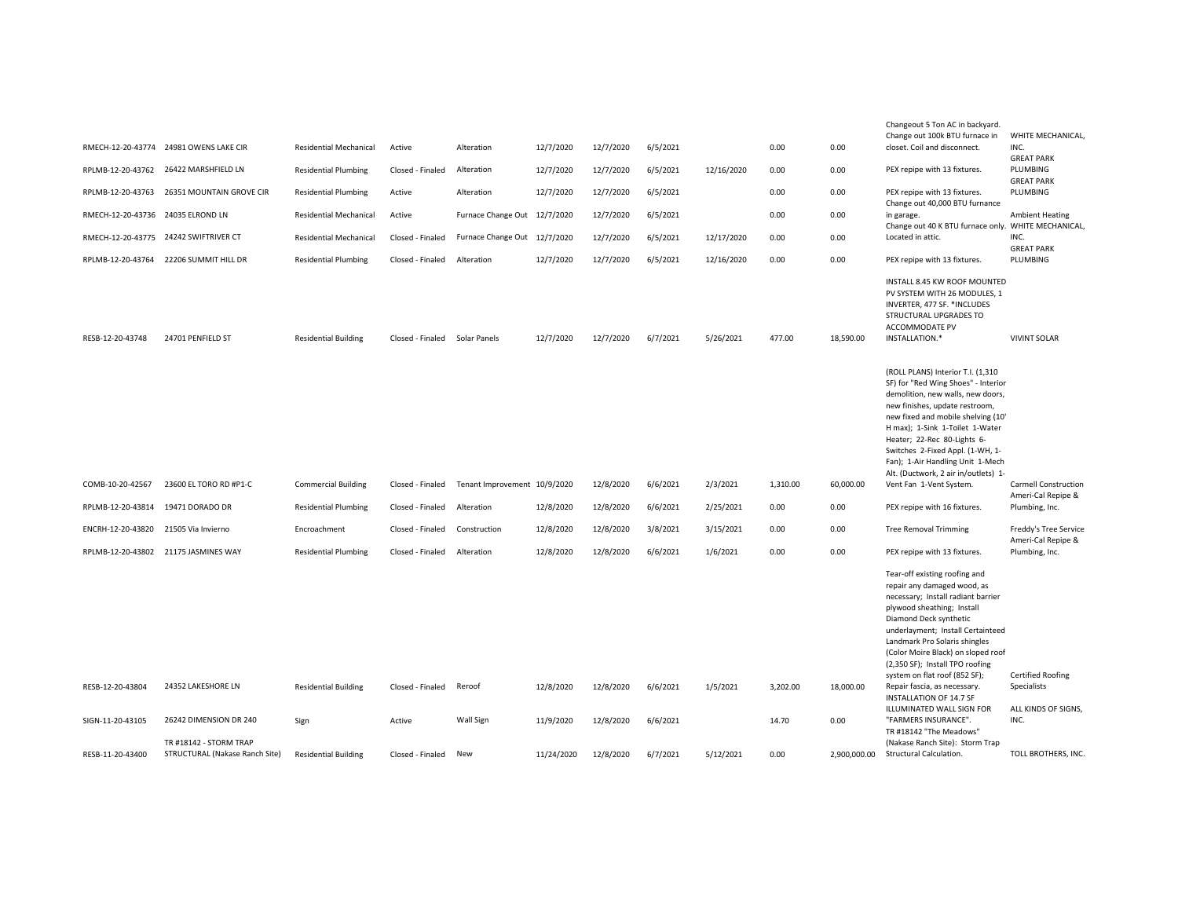| | | | | | | | | | | | | |
|---|---|---|---|---|---|---|---|---|---|---|---|---|
| RMECH-12-20-43774 | 24981 OWENS LAKE CIR | Residential Mechanical | Active | Alteration | 12/7/2020 | 12/7/2020 | 6/5/2021 | | 0.00 | 0.00 | Changeout 5 Ton AC in backyard. Change out 100k BTU furnace in closet. Coil and disconnect. | WHITE MECHANICAL, INC. |
| RPLMB-12-20-43762 | 26422 MARSHFIELD LN | Residential Plumbing | Closed - Finaled | Alteration | 12/7/2020 | 12/7/2020 | 6/5/2021 | 12/16/2020 | 0.00 | 0.00 | PEX repipe with 13 fixtures. | GREAT PARK PLUMBING |
| RPLMB-12-20-43763 | 26351 MOUNTAIN GROVE CIR | Residential Plumbing | Active | Alteration | 12/7/2020 | 12/7/2020 | 6/5/2021 | | 0.00 | 0.00 | PEX repipe with 13 fixtures. | GREAT PARK PLUMBING |
| RMECH-12-20-43736 | 24035 ELROND LN | Residential Mechanical | Active | Furnace Change Out | 12/7/2020 | 12/7/2020 | 6/5/2021 | | 0.00 | 0.00 | Change out 40,000 BTU furnance in garage. | Ambient Heating |
| RMECH-12-20-43775 | 24242 SWIFTRIVER CT | Residential Mechanical | Closed - Finaled | Furnace Change Out | 12/7/2020 | 12/7/2020 | 6/5/2021 | 12/17/2020 | 0.00 | 0.00 | Change out 40 K BTU furnace only. Located in attic. | WHITE MECHANICAL, INC. |
| RPLMB-12-20-43764 | 22206 SUMMIT HILL DR | Residential Plumbing | Closed - Finaled | Alteration | 12/7/2020 | 12/7/2020 | 6/5/2021 | 12/16/2020 | 0.00 | 0.00 | PEX repipe with 13 fixtures. | GREAT PARK PLUMBING |
| RESB-12-20-43748 | 24701 PENFIELD ST | Residential Building | Closed - Finaled | Solar Panels | 12/7/2020 | 12/7/2020 | 6/7/2021 | 5/26/2021 | 477.00 | 18,590.00 | INSTALL 8.45 KW ROOF MOUNTED PV SYSTEM WITH 26 MODULES, 1 INVERTER, 477 SF. *INCLUDES STRUCTURAL UPGRADES TO ACCOMMODATE PV INSTALLATION.* | VIVINT SOLAR |
| COMB-10-20-42567 | 23600 EL TORO RD #P1-C | Commercial Building | Closed - Finaled | Tenant Improvement | 10/9/2020 | 12/8/2020 | 6/6/2021 | 2/3/2021 | 1,310.00 | 60,000.00 | (ROLL PLANS) Interior T.I. (1,310 SF) for "Red Wing Shoes" - Interior demolition, new walls, new doors, new finishes, update restroom, new fixed and mobile shelving (10' H max); 1-Sink 1-Toilet 1-Water Heater; 22-Rec 80-Lights 6-Switches 2-Fixed Appl. (1-WH, 1-Fan); 1-Air Handling Unit 1-Mech Alt. (Ductwork, 2 air in/outlets) 1-Vent Fan 1-Vent System. | Carmell Construction |
| RPLMB-12-20-43814 | 19471 DORADO DR | Residential Plumbing | Closed - Finaled | Alteration | 12/8/2020 | 12/8/2020 | 6/6/2021 | 2/25/2021 | 0.00 | 0.00 | PEX repipe with 16 fixtures. | Ameri-Cal Repipe & Plumbing, Inc. |
| ENCRH-12-20-43820 | 21505 Via Invierno | Encroachment | Closed - Finaled | Construction | 12/8/2020 | 12/8/2020 | 3/8/2021 | 3/15/2021 | 0.00 | 0.00 | Tree Removal Trimming | Freddy's Tree Service |
| RPLMB-12-20-43802 | 21175 JASMINES WAY | Residential Plumbing | Closed - Finaled | Alteration | 12/8/2020 | 12/8/2020 | 6/6/2021 | 1/6/2021 | 0.00 | 0.00 | PEX repipe with 13 fixtures. | Ameri-Cal Repipe & Plumbing, Inc. |
| RESB-12-20-43804 | 24352 LAKESHORE LN | Residential Building | Closed - Finaled | Reroof | 12/8/2020 | 12/8/2020 | 6/6/2021 | 1/5/2021 | 3,202.00 | 18,000.00 | Tear-off existing roofing and repair any damaged wood, as necessary; Install radiant barrier plywood sheathing; Install Diamond Deck synthetic underlayment; Install Certainteed Landmark Pro Solaris shingles (Color Moire Black) on sloped roof (2,350 SF); Install TPO roofing system on flat roof (852 SF); Repair fascia, as necessary. | Certified Roofing Specialists |
| SIGN-11-20-43105 | 26242 DIMENSION DR 240 | Sign | Active | Wall Sign | 11/9/2020 | 12/8/2020 | 6/6/2021 | | 14.70 | 0.00 | INSTALLATION OF 14.7 SF ILLUMINATED WALL SIGN FOR "FARMERS INSURANCE". | ALL KINDS OF SIGNS, INC. |
| RESB-11-20-43400 | TR #18142 - STORM TRAP STRUCTURAL (Nakase Ranch Site) | Residential Building | Closed - Finaled | New | 11/24/2020 | 12/8/2020 | 6/7/2021 | 5/12/2021 | 0.00 | 2,900,000.00 | TR #18142 "The Meadows" (Nakase Ranch Site): Storm Trap Structural Calculation. | TOLL BROTHERS, INC. |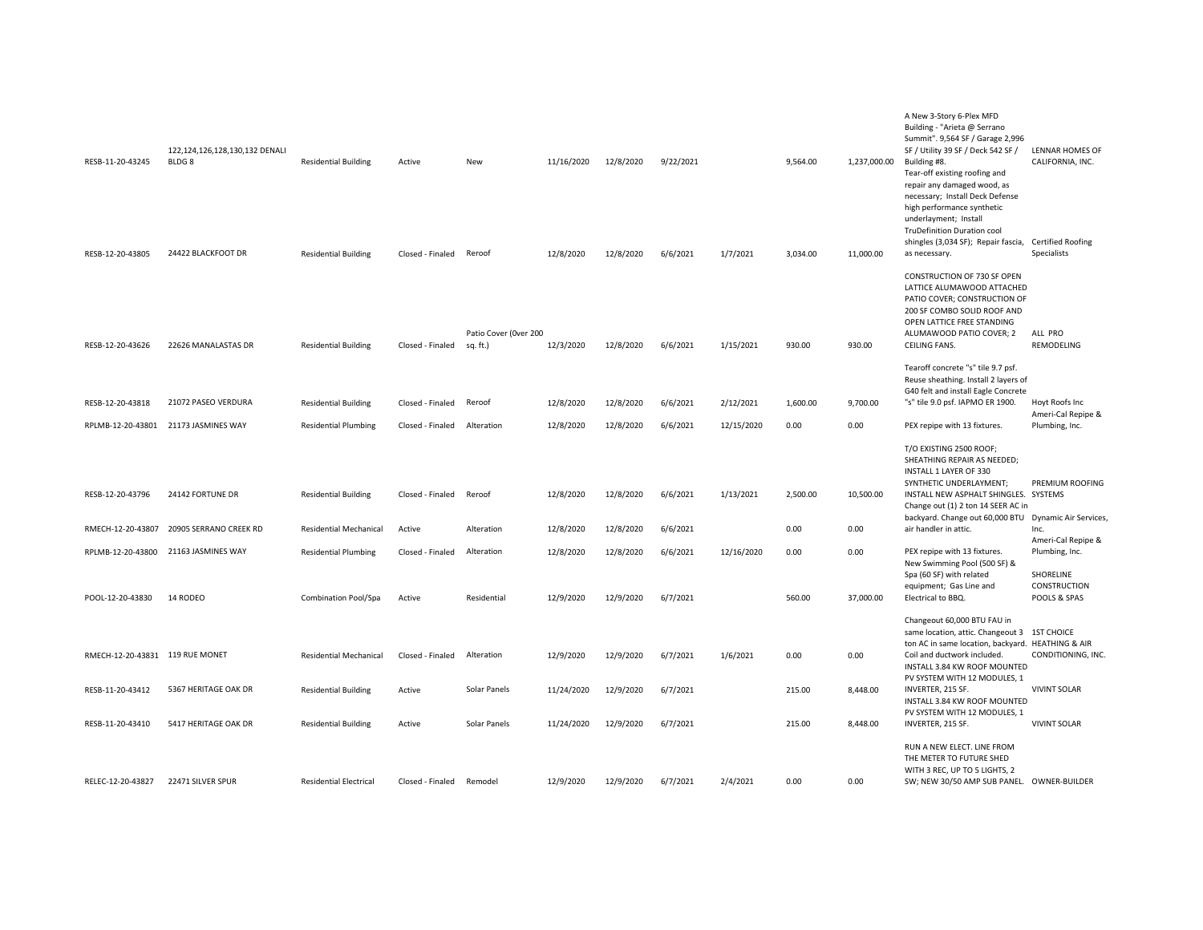| | | | | | | | | | | | | |
|---|---|---|---|---|---|---|---|---|---|---|---|---|
| RESB-11-20-43245 | 122,124,126,128,130,132 DENALI BLDG 8 | Residential Building | Active | New | 11/16/2020 | 12/8/2020 | 9/22/2021 | | 9,564.00 | 1,237,000.00 | A New 3-Story 6-Plex MFD Building - "Arieta @ Serrano Summit". 9,564 SF / Garage 2,996 SF / Utility 39 SF / Deck 542 SF / Building #8. | LENNAR HOMES OF CALIFORNIA, INC. |
| RESB-12-20-43805 | 24422 BLACKFOOT DR | Residential Building | Closed - Finaled | Reroof | 12/8/2020 | 12/8/2020 | 6/6/2021 | 1/7/2021 | 3,034.00 | 11,000.00 | Tear-off existing roofing and repair any damaged wood, as necessary; Install Deck Defense high performance synthetic underlayment; Install TruDefinition Duration cool shingles (3,034 SF); Repair fascia, as necessary. | Certified Roofing Specialists |
| RESB-12-20-43626 | 22626 MANALASTAS DR | Residential Building | Closed - Finaled | Patio Cover (0ver 200 sq. ft.) | 12/3/2020 | 12/8/2020 | 6/6/2021 | 1/15/2021 | 930.00 | 930.00 | CONSTRUCTION OF 730 SF OPEN LATTICE ALUMAWOOD ATTACHED PATIO COVER; CONSTRUCTION OF 200 SF COMBO SOLID ROOF AND OPEN LATTICE FREE STANDING ALUMAWOOD PATIO COVER; 2 CEILING FANS. | ALL PRO REMODELING |
| RESB-12-20-43818 | 21072 PASEO VERDURA | Residential Building | Closed - Finaled | Reroof | 12/8/2020 | 12/8/2020 | 6/6/2021 | 2/12/2021 | 1,600.00 | 9,700.00 | Tearoff concrete "s" tile 9.7 psf. Reuse sheathing. Install 2 layers of G40 felt and install Eagle Concrete "s" tile 9.0 psf. IAPMO ER 1900. | Hoyt Roofs Inc |
| RPLMB-12-20-43801 | 21173 JASMINES WAY | Residential Plumbing | Closed - Finaled | Alteration | 12/8/2020 | 12/8/2020 | 6/6/2021 | 12/15/2020 | 0.00 | 0.00 | PEX repipe with 13 fixtures. | Ameri-Cal Repipe & Plumbing, Inc. |
| RESB-12-20-43796 | 24142 FORTUNE DR | Residential Building | Closed - Finaled | Reroof | 12/8/2020 | 12/8/2020 | 6/6/2021 | 1/13/2021 | 2,500.00 | 10,500.00 | T/O EXISTING 2500 ROOF; SHEATHING REPAIR AS NEEDED; INSTALL 1 LAYER OF 330 SYNTHETIC UNDERLAYMENT; INSTALL NEW ASPHALT SHINGLES. | PREMIUM ROOFING SYSTEMS |
| RMECH-12-20-43807 | 20905 SERRANO CREEK RD | Residential Mechanical | Active | Alteration | 12/8/2020 | 12/8/2020 | 6/6/2021 | | 0.00 | 0.00 | Change out (1) 2 ton 14 SEER AC in backyard. Change out 60,000 BTU air handler in attic. | Dynamic Air Services, Inc. |
| RPLMB-12-20-43800 | 21163 JASMINES WAY | Residential Plumbing | Closed - Finaled | Alteration | 12/8/2020 | 12/8/2020 | 6/6/2021 | 12/16/2020 | 0.00 | 0.00 | PEX repipe with 13 fixtures. | Ameri-Cal Repipe & Plumbing, Inc. |
| POOL-12-20-43830 | 14 RODEO | Combination Pool/Spa | Active | Residential | 12/9/2020 | 12/9/2020 | 6/7/2021 | | 560.00 | 37,000.00 | New Swimming Pool (500 SF) & Spa (60 SF) with related equipment; Gas Line and Electrical to BBQ. | SHORELINE CONSTRUCTION POOLS & SPAS |
| RMECH-12-20-43831 | 119 RUE MONET | Residential Mechanical | Closed - Finaled | Alteration | 12/9/2020 | 12/9/2020 | 6/7/2021 | 1/6/2021 | 0.00 | 0.00 | Changeout 60,000 BTU FAU in same location, attic. Changeout 3 ton AC in same location, backyard. Coil and ductwork included. | 1ST CHOICE HEATHING & AIR CONDITIONING, INC. |
| RESB-11-20-43412 | 5367 HERITAGE OAK DR | Residential Building | Active | Solar Panels | 11/24/2020 | 12/9/2020 | 6/7/2021 | | 215.00 | 8,448.00 | INSTALL 3.84 KW ROOF MOUNTED PV SYSTEM WITH 12 MODULES, 1 INVERTER, 215 SF. | VIVINT SOLAR |
| RESB-11-20-43410 | 5417 HERITAGE OAK DR | Residential Building | Active | Solar Panels | 11/24/2020 | 12/9/2020 | 6/7/2021 | | 215.00 | 8,448.00 | INSTALL 3.84 KW ROOF MOUNTED PV SYSTEM WITH 12 MODULES, 1 INVERTER, 215 SF. | VIVINT SOLAR |
| RELEC-12-20-43827 | 22471 SILVER SPUR | Residential Electrical | Closed - Finaled | Remodel | 12/9/2020 | 12/9/2020 | 6/7/2021 | 2/4/2021 | 0.00 | 0.00 | RUN A NEW ELECT. LINE FROM THE METER TO FUTURE SHED WITH 3 REC, UP TO 5 LIGHTS, 2 SW; NEW 30/50 AMP SUB PANEL. | OWNER-BUILDER |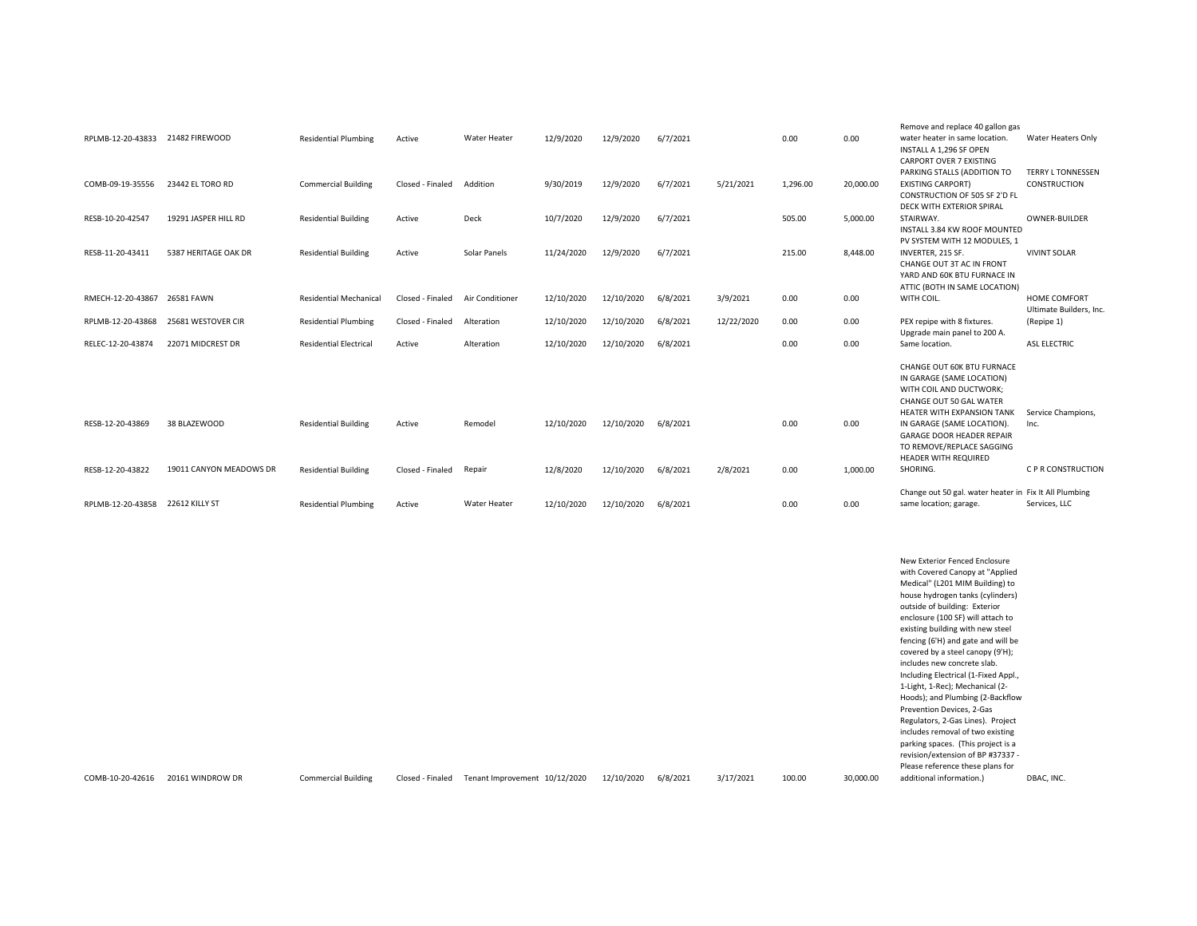| | | | | | | | | | | | | |
|---|---|---|---|---|---|---|---|---|---|---|---|---|
| RPLMB-12-20-43833 | 21482 FIREWOOD | Residential Plumbing | Active | Water Heater | 12/9/2020 | 12/9/2020 | 6/7/2021 | | 0.00 | 0.00 | Remove and replace 40 gallon gas water heater in same location. | Water Heaters Only |
| COMB-09-19-35556 | 23442 EL TORO RD | Commercial Building | Closed - Finaled | Addition | 9/30/2019 | 12/9/2020 | 6/7/2021 | 5/21/2021 | 1,296.00 | 20,000.00 | INSTALL A 1,296 SF OPEN CARPORT OVER 7 EXISTING PARKING STALLS (ADDITION TO EXISTING CARPORT) | TERRY L TONNESSEN CONSTRUCTION |
| RESB-10-20-42547 | 19291 JASPER HILL RD | Residential Building | Active | Deck | 10/7/2020 | 12/9/2020 | 6/7/2021 | | 505.00 | 5,000.00 | CONSTRUCTION OF 505 SF 2'D FL DECK WITH EXTERIOR SPIRAL STAIRWAY. | OWNER-BUILDER |
| RESB-11-20-43411 | 5387 HERITAGE OAK DR | Residential Building | Active | Solar Panels | 11/24/2020 | 12/9/2020 | 6/7/2021 | | 215.00 | 8,448.00 | INSTALL 3.84 KW ROOF MOUNTED PV SYSTEM WITH 12 MODULES, 1 INVERTER, 215 SF. | VIVINT SOLAR |
| RMECH-12-20-43867 | 26581 FAWN | Residential Mechanical | Closed - Finaled | Air Conditioner | 12/10/2020 | 12/10/2020 | 6/8/2021 | 3/9/2021 | 0.00 | 0.00 | CHANGE OUT 3T AC IN FRONT YARD AND 60K BTU FURNACE IN ATTIC (BOTH IN SAME LOCATION) WITH COIL. | HOME COMFORT |
| RPLMB-12-20-43868 | 25681 WESTOVER CIR | Residential Plumbing | Closed - Finaled | Alteration | 12/10/2020 | 12/10/2020 | 6/8/2021 | 12/22/2020 | 0.00 | 0.00 | PEX repipe with 8 fixtures. | Ultimate Builders, Inc. (Repipe 1) |
| RELEC-12-20-43874 | 22071 MIDCREST DR | Residential Electrical | Active | Alteration | 12/10/2020 | 12/10/2020 | 6/8/2021 | | 0.00 | 0.00 | Upgrade main panel to 200 A. Same location. | ASL ELECTRIC |
| RESB-12-20-43869 | 38 BLAZEWOOD | Residential Building | Active | Remodel | 12/10/2020 | 12/10/2020 | 6/8/2021 | | 0.00 | 0.00 | CHANGE OUT 60K BTU FURNACE IN GARAGE (SAME LOCATION) WITH COIL AND DUCTWORK; CHANGE OUT 50 GAL WATER HEATER WITH EXPANSION TANK IN GARAGE (SAME LOCATION). | Service Champions, Inc. |
| RESB-12-20-43822 | 19011 CANYON MEADOWS DR | Residential Building | Closed - Finaled | Repair | 12/8/2020 | 12/10/2020 | 6/8/2021 | 2/8/2021 | 0.00 | 1,000.00 | GARAGE DOOR HEADER REPAIR TO REMOVE/REPLACE SAGGING HEADER WITH REQUIRED SHORING. | C P R CONSTRUCTION |
| RPLMB-12-20-43858 | 22612 KILLY ST | Residential Plumbing | Active | Water Heater | 12/10/2020 | 12/10/2020 | 6/8/2021 | | 0.00 | 0.00 | Change out 50 gal. water heater in same location; garage. | Fix It All Plumbing Services, LLC |
| COMB-10-20-42616 | 20161 WINDROW DR | Commercial Building | Closed - Finaled | Tenant Improvement | 10/12/2020 | 12/10/2020 | 6/8/2021 | 3/17/2021 | 100.00 | 30,000.00 | New Exterior Fenced Enclosure with Covered Canopy at "Applied Medical" (L201 MIM Building) to house hydrogen tanks (cylinders) outside of building: Exterior enclosure (100 SF) will attach to existing building with new steel fencing (6'H) and gate and will be covered by a steel canopy (9'H); includes new concrete slab. Including Electrical (1-Fixed Appl., 1-Light, 1-Rec); Mechanical (2-Hoods); and Plumbing (2-Backflow Prevention Devices, 2-Gas Regulators, 2-Gas Lines). Project includes removal of two existing parking spaces. (This project is a revision/extension of BP #37337 - Please reference these plans for additional information.) | DBAC, INC. |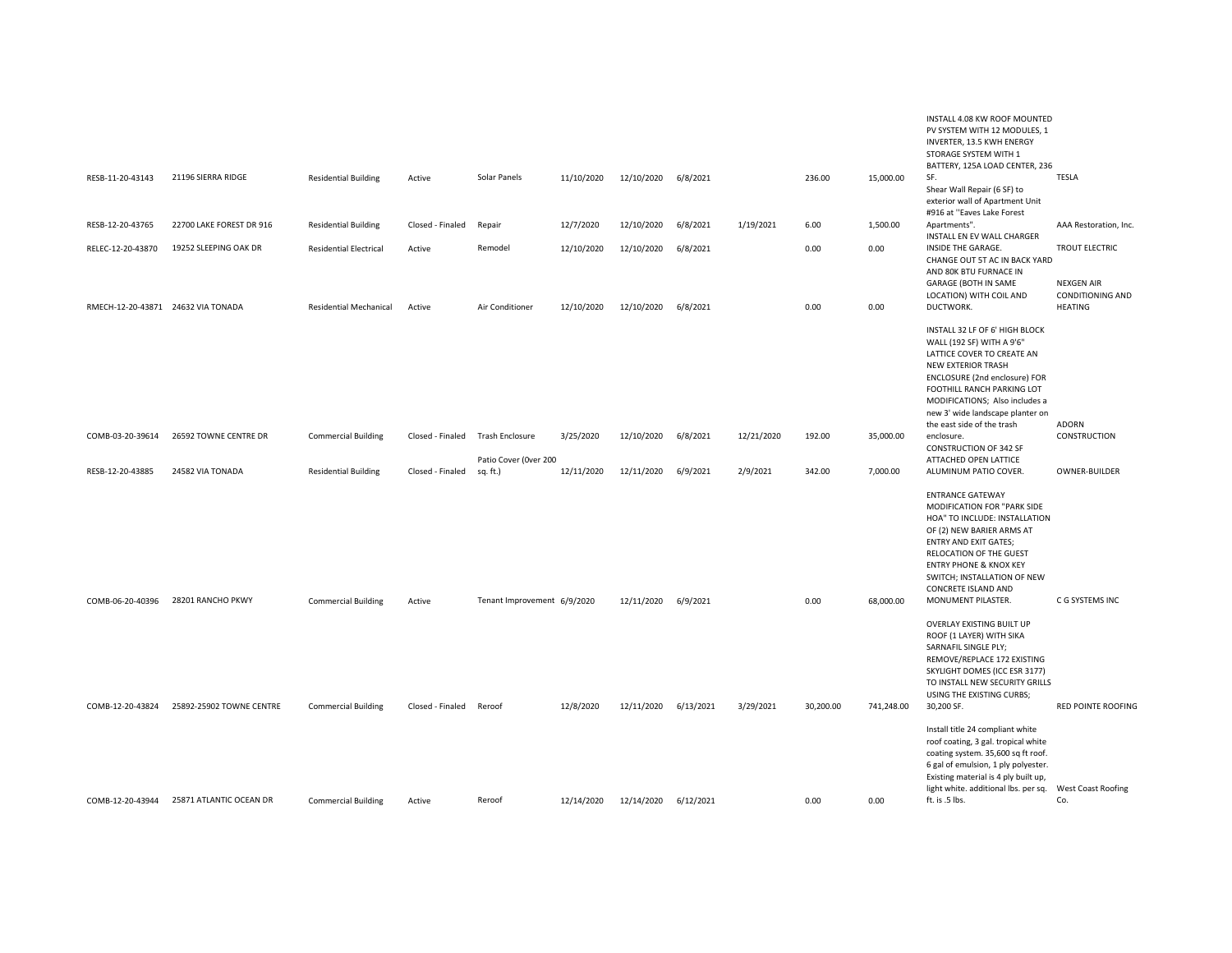| | | | | | | | | | | | | |
|---|---|---|---|---|---|---|---|---|---|---|---|---|
| RESB-11-20-43143 | 21196 SIERRA RIDGE | Residential Building | Active | Solar Panels | 11/10/2020 | 12/10/2020 | 6/8/2021 | | 236.00 | 15,000.00 | INSTALL 4.08 KW ROOF MOUNTED PV SYSTEM WITH 12 MODULES, 1 INVERTER, 13.5 KWH ENERGY STORAGE SYSTEM WITH 1 BATTERY, 125A LOAD CENTER, 236 SF. | TESLA |
| RESB-12-20-43765 | 22700 LAKE FOREST DR 916 | Residential Building | Closed - Finaled | Repair | 12/7/2020 | 12/10/2020 | 6/8/2021 | 1/19/2021 | 6.00 | 1,500.00 | Shear Wall Repair (6 SF) to exterior wall of Apartment Unit #916 at "Eaves Lake Forest Apartments". | AAA Restoration, Inc. |
| RELEC-12-20-43870 | 19252 SLEEPING OAK DR | Residential Electrical | Active | Remodel | 12/10/2020 | 12/10/2020 | 6/8/2021 | | 0.00 | 0.00 | INSTALL EN EV WALL CHARGER INSIDE THE GARAGE. | TROUT ELECTRIC |
| RMECH-12-20-43871 | 24632 VIA TONADA | Residential Mechanical | Active | Air Conditioner | 12/10/2020 | 12/10/2020 | 6/8/2021 | | 0.00 | 0.00 | CHANGE OUT 5T AC IN BACK YARD AND 80K BTU FURNACE IN GARAGE (BOTH IN SAME LOCATION) WITH COIL AND DUCTWORK. | NEXGEN AIR CONDITIONING AND HEATING |
| COMB-03-20-39614 | 26592 TOWNE CENTRE DR | Commercial Building | Closed - Finaled | Trash Enclosure | 3/25/2020 | 12/10/2020 | 6/8/2021 | 12/21/2020 | 192.00 | 35,000.00 | INSTALL 32 LF OF 6' HIGH BLOCK WALL (192 SF) WITH A 9'6" LATTICE COVER TO CREATE AN NEW EXTERIOR TRASH ENCLOSURE (2nd enclosure) FOR FOOTHILL RANCH PARKING LOT MODIFICATIONS; Also includes a new 3' wide landscape planter on the east side of the trash enclosure. | ADORN CONSTRUCTION |
| RESB-12-20-43885 | 24582 VIA TONADA | Residential Building | Closed - Finaled | Patio Cover (0ver 200 sq. ft.) | 12/11/2020 | 12/11/2020 | 6/9/2021 | 2/9/2021 | 342.00 | 7,000.00 | CONSTRUCTION OF 342 SF ATTACHED OPEN LATTICE ALUMINUM PATIO COVER. | OWNER-BUILDER |
| COMB-06-20-40396 | 28201 RANCHO PKWY | Commercial Building | Active | Tenant Improvement | 6/9/2020 | 12/11/2020 | 6/9/2021 | | 0.00 | 68,000.00 | ENTRANCE GATEWAY MODIFICATION FOR "PARK SIDE HOA" TO INCLUDE: INSTALLATION OF (2) NEW BARIER ARMS AT ENTRY AND EXIT GATES; RELOCATION OF THE GUEST ENTRY PHONE & KNOX KEY SWITCH; INSTALLATION OF NEW CONCRETE ISLAND AND MONUMENT PILASTER. | C G SYSTEMS INC |
| COMB-12-20-43824 | 25892-25902 TOWNE CENTRE | Commercial Building | Closed - Finaled | Reroof | 12/8/2020 | 12/11/2020 | 6/13/2021 | 3/29/2021 | 30,200.00 | 741,248.00 | OVERLAY EXISTING BUILT UP ROOF (1 LAYER) WITH SIKA SARNAFIL SINGLE PLY; REMOVE/REPLACE 172 EXISTING SKYLIGHT DOMES (ICC ESR 3177) TO INSTALL NEW SECURITY GRILLS USING THE EXISTING CURBS; 30,200 SF. | RED POINTE ROOFING |
| COMB-12-20-43944 | 25871 ATLANTIC OCEAN DR | Commercial Building | Active | Reroof | 12/14/2020 | 12/14/2020 | 6/12/2021 | | 0.00 | 0.00 | Install title 24 compliant white roof coating, 3 gal. tropical white coating system. 35,600 sq ft roof. 6 gal of emulsion, 1 ply polyester. Existing material is 4 ply built up, light white. additional lbs. per sq. ft. is .5 lbs. | West Coast Roofing Co. |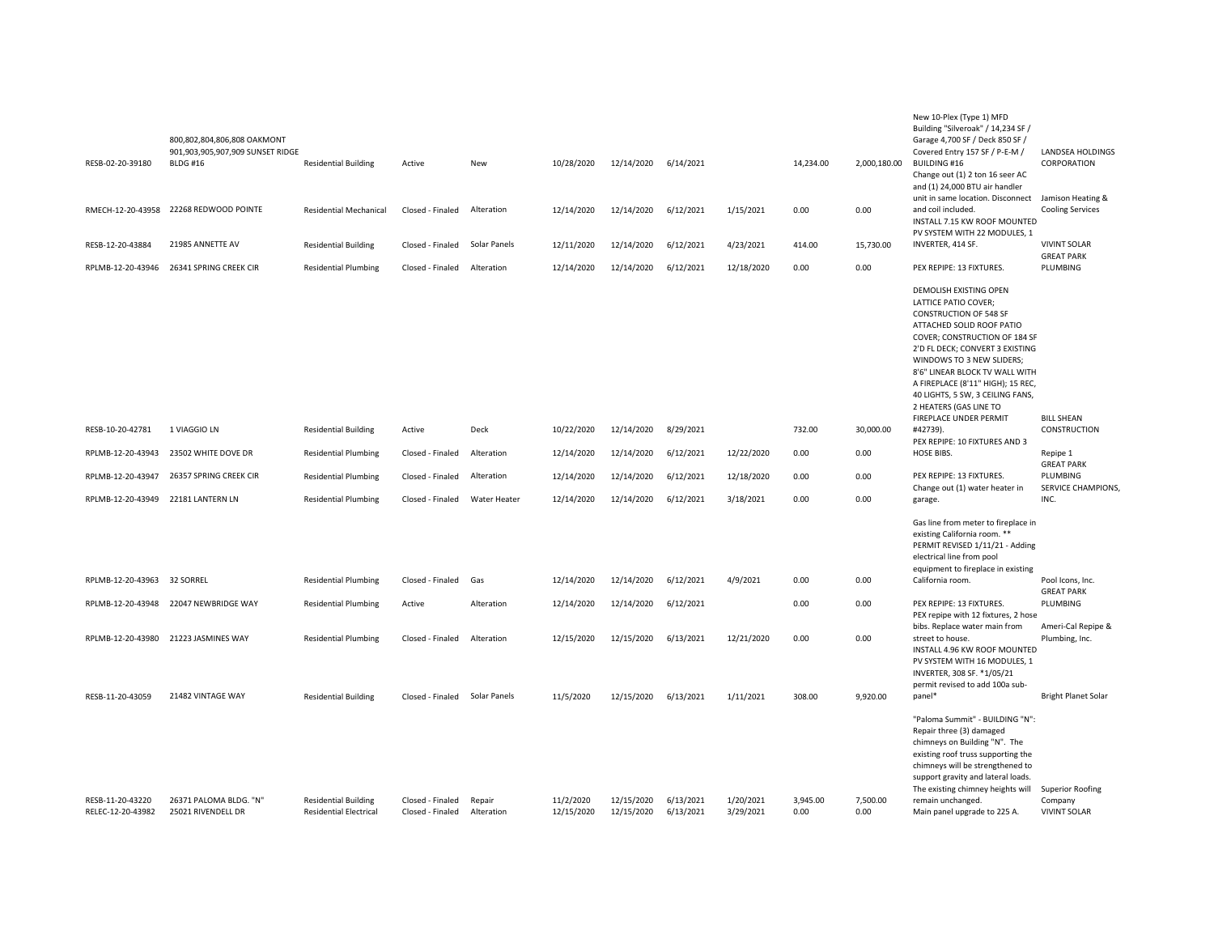| RESB-02-20-39180 | 800,802,804,806,808 OAKMONT 901,903,905,907,909 SUNSET RIDGE BLDG #16 | Residential Building | Active | New | 10/28/2020 | 12/14/2020 | 6/14/2021 | | 14,234.00 | 2,000,180.00 | New 10-Plex (Type 1) MFD Building "Silveroak" / 14,234 SF / Garage 4,700 SF / Deck 850 SF / Covered Entry 157 SF / P-E-M / BUILDING #16 | LANDSEA HOLDINGS CORPORATION |
|---|---|---|---|---|---|---|---|---|---|---|---|---|
| RMECH-12-20-43958 | 22268 REDWOOD POINTE | Residential Mechanical | Closed - Finaled | Alteration | 12/14/2020 | 12/14/2020 | 6/12/2021 | 1/15/2021 | 0.00 | 0.00 | Change out (1) 2 ton 16 seer AC and (1) 24,000 BTU air handler unit in same location. Disconnect and coil included. | Jamison Heating & Cooling Services |
| RESB-12-20-43884 | 21985 ANNETTE AV | Residential Building | Closed - Finaled | Solar Panels | 12/11/2020 | 12/14/2020 | 6/12/2021 | 4/23/2021 | 414.00 | 15,730.00 | INSTALL 7.15 KW ROOF MOUNTED PV SYSTEM WITH 22 MODULES, 1 INVERTER, 414 SF. | VIVINT SOLAR |
| RPLMB-12-20-43946 | 26341 SPRING CREEK CIR | Residential Plumbing | Closed - Finaled | Alteration | 12/14/2020 | 12/14/2020 | 6/12/2021 | 12/18/2020 | 0.00 | 0.00 | PEX REPIPE: 13 FIXTURES. | GREAT PARK PLUMBING |
| RESB-10-20-42781 | 1 VIAGGIO LN | Residential Building | Active | Deck | 10/22/2020 | 12/14/2020 | 8/29/2021 | | 732.00 | 30,000.00 | DEMOLISH EXISTING OPEN LATTICE PATIO COVER; CONSTRUCTION OF 548 SF ATTACHED SOLID ROOF PATIO COVER; CONSTRUCTION OF 184 SF 2'D FL DECK; CONVERT 3 EXISTING WINDOWS TO 3 NEW SLIDERS; 8'6" LINEAR BLOCK TV WALL WITH A FIREPLACE (8'11" HIGH); 15 REC, 40 LIGHTS, 5 SW, 3 CEILING FANS, 2 HEATERS (GAS LINE TO FIREPLACE UNDER PERMIT #42739). | BILL SHEAN CONSTRUCTION |
| RPLMB-12-20-43943 | 23502 WHITE DOVE DR | Residential Plumbing | Closed - Finaled | Alteration | 12/14/2020 | 12/14/2020 | 6/12/2021 | 12/22/2020 | 0.00 | 0.00 | PEX REPIPE: 10 FIXTURES AND 3 HOSE BIBS. | Repipe 1 |
| RPLMB-12-20-43947 | 26357 SPRING CREEK CIR | Residential Plumbing | Closed - Finaled | Alteration | 12/14/2020 | 12/14/2020 | 6/12/2021 | 12/18/2020 | 0.00 | 0.00 | PEX REPIPE: 13 FIXTURES. | GREAT PARK PLUMBING |
| RPLMB-12-20-43949 | 22181 LANTERN LN | Residential Plumbing | Closed - Finaled | Water Heater | 12/14/2020 | 12/14/2020 | 6/12/2021 | 3/18/2021 | 0.00 | 0.00 | Change out (1) water heater in garage. | SERVICE CHAMPIONS, INC. |
| RPLMB-12-20-43963 | 32 SORREL | Residential Plumbing | Closed - Finaled | Gas | 12/14/2020 | 12/14/2020 | 6/12/2021 | 4/9/2021 | 0.00 | 0.00 | Gas line from meter to fireplace in existing California room. ** PERMIT REVISED 1/11/21 - Adding electrical line from pool equipment to fireplace in existing California room. | Pool Icons, Inc. |
| RPLMB-12-20-43948 | 22047 NEWBRIDGE WAY | Residential Plumbing | Active | Alteration | 12/14/2020 | 12/14/2020 | 6/12/2021 | | 0.00 | 0.00 | PEX REPIPE: 13 FIXTURES. | GREAT PARK PLUMBING |
| RPLMB-12-20-43980 | 21223 JASMINES WAY | Residential Plumbing | Closed - Finaled | Alteration | 12/15/2020 | 12/15/2020 | 6/13/2021 | 12/21/2020 | 0.00 | 0.00 | PEX repipe with 12 fixtures, 2 hose bibs. Replace water main from street to house. | Ameri-Cal Repipe & Plumbing, Inc. |
| RESB-11-20-43059 | 21482 VINTAGE WAY | Residential Building | Closed - Finaled | Solar Panels | 11/5/2020 | 12/15/2020 | 6/13/2021 | 1/11/2021 | 308.00 | 9,920.00 | INSTALL 4.96 KW ROOF MOUNTED PV SYSTEM WITH 16 MODULES, 1 INVERTER, 308 SF. *1/05/21 permit revised to add 100a sub-panel* | Bright Planet Solar |
| RESB-11-20-43220 | 26371 PALOMA BLDG. "N" | Residential Building | Closed - Finaled | Repair | 11/2/2020 | 12/15/2020 | 6/13/2021 | 1/20/2021 | 3,945.00 | 7,500.00 | "Paloma Summit" - BUILDING "N": Repair three (3) damaged chimneys on Building "N". The existing roof truss supporting the chimneys will be strengthened to support gravity and lateral loads. The existing chimney heights will remain unchanged. | Superior Roofing Company |
| RELEC-12-20-43982 | 25021 RIVENDELL DR | Residential Electrical | Closed - Finaled | Alteration | 12/15/2020 | 12/15/2020 | 6/13/2021 | 3/29/2021 | 0.00 | 0.00 | Main panel upgrade to 225 A. | VIVINT SOLAR |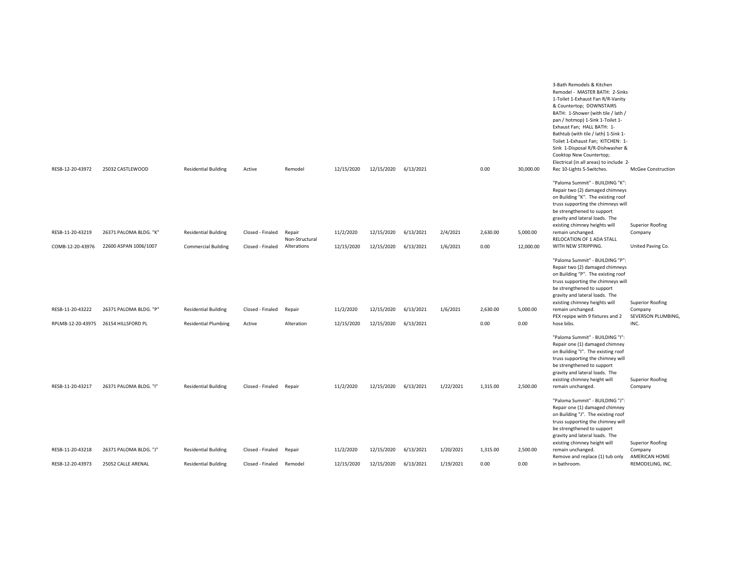| | | | | | | | | | | | | |
|---|---|---|---|---|---|---|---|---|---|---|---|---|
| RESB-12-20-43972 | 25032 CASTLEWOOD | Residential Building | Active | Remodel | 12/15/2020 | 12/15/2020 | 6/13/2021 | | 0.00 | 30,000.00 | 3-Bath Remodels & Kitchen Remodel - MASTER BATH: 2-Sinks 1-Toilet 1-Exhaust Fan R/R-Vanity & Countertop; DOWNSTAIRS BATH: 1-Shower (with tile / lath / pan / hotmop) 1-Sink 1-Toilet 1-Exhaust Fan; HALL BATH: 1-Bathtub (with tile / lath) 1-Sink 1-Toilet 1-Exhaust Fan; KITCHEN: 1-Sink 1-Disposal R/R-Dishwasher & Cooktop New Countertop; Electrical (in all areas) to include 2-Rec 10-Lights 5-Switches. | McGee Construction |
| RESB-11-20-43219 | 26371 PALOMA BLDG. "K" | Residential Building | Closed - Finaled | Repair | 11/2/2020 | 12/15/2020 | 6/13/2021 | 2/4/2021 | 2,630.00 | 5,000.00 | "Paloma Summit" - BUILDING "K": Repair two (2) damaged chimneys on Building "K". The existing roof truss supporting the chimneys will be strengthened to support gravity and lateral loads. The existing chimney heights will remain unchanged. | Superior Roofing Company |
| COMB-12-20-43976 | 22600 ASPAN 1006/1007 | Commercial Building | Closed - Finaled | Non-Structural Alterations | 12/15/2020 | 12/15/2020 | 6/13/2021 | 1/6/2021 | 0.00 | 12,000.00 | RELOCATION OF 1 ADA STALL WITH NEW STRIPPING. | United Paving Co. |
| RESB-11-20-43222 | 26371 PALOMA BLDG. "P" | Residential Building | Closed - Finaled | Repair | 11/2/2020 | 12/15/2020 | 6/13/2021 | 1/6/2021 | 2,630.00 | 5,000.00 | "Paloma Summit" - BUILDING "P": Repair two (2) damaged chimneys on Building "P". The existing roof truss supporting the chimneys will be strengthened to support gravity and lateral loads. The existing chimney heights will remain unchanged. | Superior Roofing Company |
| RPLMB-12-20-43975 | 26154 HILLSFORD PL | Residential Plumbing | Active | Alteration | 12/15/2020 | 12/15/2020 | 6/13/2021 | | 0.00 | 0.00 | PEX repipe with 9 fixtures and 2 hose bibs. | SEVERSON PLUMBING, INC. |
| RESB-11-20-43217 | 26371 PALOMA BLDG. "I" | Residential Building | Closed - Finaled | Repair | 11/2/2020 | 12/15/2020 | 6/13/2021 | 1/22/2021 | 1,315.00 | 2,500.00 | "Paloma Summit" - BUILDING "I": Repair one (1) damaged chimney on Building "I". The existing roof truss supporting the chimney will be strengthened to support gravity and lateral loads. The existing chimney height will remain unchanged. | Superior Roofing Company |
| RESB-11-20-43218 | 26371 PALOMA BLDG. "J" | Residential Building | Closed - Finaled | Repair | 11/2/2020 | 12/15/2020 | 6/13/2021 | 1/20/2021 | 1,315.00 | 2,500.00 | "Paloma Summit" - BUILDING "J": Repair one (1) damaged chimney on Building "J". The existing roof truss supporting the chimney will be strengthened to support gravity and lateral loads. The existing chimney height will remain unchanged. | Superior Roofing Company |
| RESB-12-20-43973 | 25052 CALLE ARENAL | Residential Building | Closed - Finaled | Remodel | 12/15/2020 | 12/15/2020 | 6/13/2021 | 1/19/2021 | 0.00 | 0.00 | Remove and replace (1) tub only in bathroom. | AMERICAN HOME REMODELING, INC. |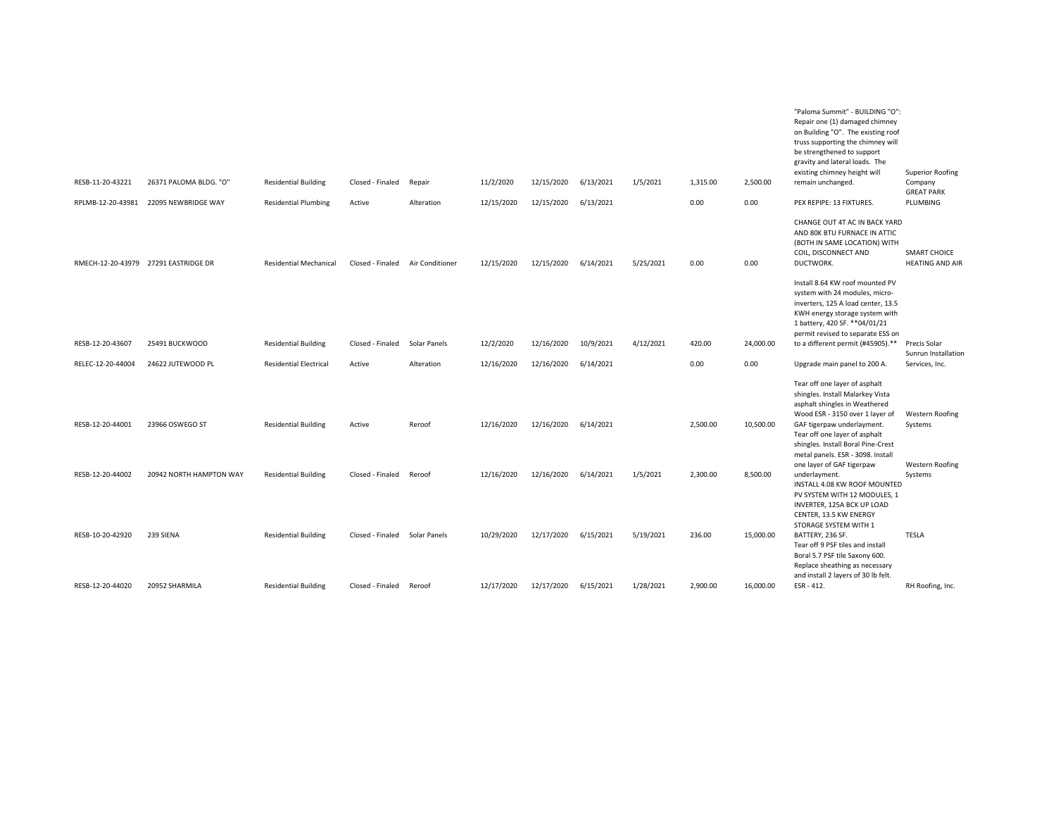| | | | | | | | | | | | | |
|---|---|---|---|---|---|---|---|---|---|---|---|---|
| RESB-11-20-43221 | 26371 PALOMA BLDG. "O" | Residential Building | Closed - Finaled | Repair | 11/2/2020 | 12/15/2020 | 6/13/2021 | 1/5/2021 | 1,315.00 | 2,500.00 | "Paloma Summit" - BUILDING "O": Repair one (1) damaged chimney on Building "O". The existing roof truss supporting the chimney will be strengthened to support gravity and lateral loads. The existing chimney height will remain unchanged. | Superior Roofing Company |
| RPLMB-12-20-43981 | 22095 NEWBRIDGE WAY | Residential Plumbing | Active | Alteration | 12/15/2020 | 12/15/2020 | 6/13/2021 | | 0.00 | 0.00 | PEX REPIPE: 13 FIXTURES. | GREAT PARK PLUMBING |
| RMECH-12-20-43979 | 27291 EASTRIDGE DR | Residential Mechanical | Closed - Finaled | Air Conditioner | 12/15/2020 | 12/15/2020 | 6/14/2021 | 5/25/2021 | 0.00 | 0.00 | CHANGE OUT 4T AC IN BACK YARD AND 80K BTU FURNACE IN ATTIC (BOTH IN SAME LOCATION) WITH COIL, DISCONNECT AND DUCTWORK. | SMART CHOICE HEATING AND AIR |
| RESB-12-20-43607 | 25491 BUCKWOOD | Residential Building | Closed - Finaled | Solar Panels | 12/2/2020 | 12/16/2020 | 10/9/2021 | 4/12/2021 | 420.00 | 24,000.00 | Install 8.64 KW roof mounted PV system with 24 modules, micro-inverters, 125 A load center, 13.5 KWH energy storage system with 1 battery, 420 SF. **04/01/21 permit revised to separate ESS on to a different permit (#45905).** | Precis Solar |
| RELEC-12-20-44004 | 24622 JUTEWOOD PL | Residential Electrical | Active | Alteration | 12/16/2020 | 12/16/2020 | 6/14/2021 | | 0.00 | 0.00 | Upgrade main panel to 200 A. | Sunrun Installation Services, Inc. |
| RESB-12-20-44001 | 23966 OSWEGO ST | Residential Building | Active | Reroof | 12/16/2020 | 12/16/2020 | 6/14/2021 | | 2,500.00 | 10,500.00 | Tear off one layer of asphalt shingles. Install Malarkey Vista asphalt shingles in Weathered Wood ESR - 3150 over 1 layer of GAF tigerpaw underlayment. | Western Roofing Systems |
| RESB-12-20-44002 | 20942 NORTH HAMPTON WAY | Residential Building | Closed - Finaled | Reroof | 12/16/2020 | 12/16/2020 | 6/14/2021 | 1/5/2021 | 2,300.00 | 8,500.00 | Tear off one layer of asphalt shingles. Install Boral Pine-Crest metal panels. ESR - 3098. Install one layer of GAF tigerpaw underlayment. | Western Roofing Systems |
| RESB-10-20-42920 | 239 SIENA | Residential Building | Closed - Finaled | Solar Panels | 10/29/2020 | 12/17/2020 | 6/15/2021 | 5/19/2021 | 236.00 | 15,000.00 | INSTALL 4.08 KW ROOF MOUNTED PV SYSTEM WITH 12 MODULES, 1 INVERTER, 125A BCK UP LOAD CENTER, 13.5 KW ENERGY STORAGE SYSTEM WITH 1 BATTERY, 236 SF. | TESLA |
| RESB-12-20-44020 | 20952 SHARMILA | Residential Building | Closed - Finaled | Reroof | 12/17/2020 | 12/17/2020 | 6/15/2021 | 1/28/2021 | 2,900.00 | 16,000.00 | Tear off 9 PSF tiles and install Boral 5.7 PSF tile Saxony 600. Replace sheathing as necessary and install 2 layers of 30 lb felt. ESR - 412. | RH Roofing, Inc. |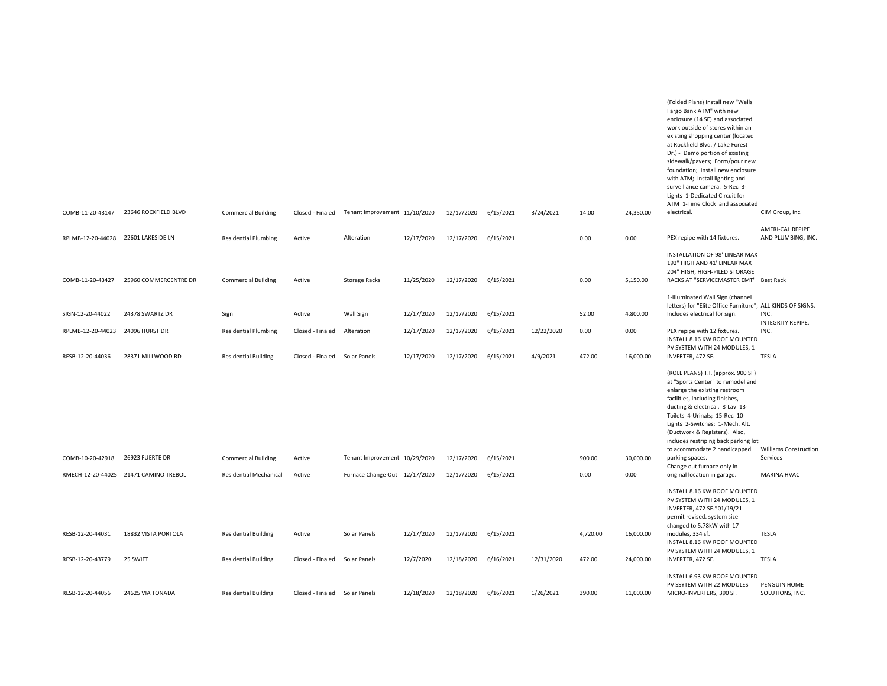| | | | | | | | | | | | | |
|---|---|---|---|---|---|---|---|---|---|---|---|---|
| COMB-11-20-43147 | 23646 ROCKFIELD BLVD | Commercial Building | Closed - Finaled | Tenant Improvement | 11/10/2020 | 12/17/2020 | 6/15/2021 | 3/24/2021 | 14.00 | 24,350.00 | (Folded Plans) Install new "Wells Fargo Bank ATM" with new enclosure (14 SF) and associated work outside of stores within an existing shopping center (located at Rockfield Blvd. / Lake Forest Dr.) - Demo portion of existing sidewalk/pavers; Form/pour new foundation; Install new enclosure with ATM; Install lighting and surveillance camera. 5-Rec 3-Lights 1-Dedicated Circuit for ATM 1-Time Clock and associated electrical. | CIM Group, Inc. |
| RPLMB-12-20-44028 | 22601 LAKESIDE LN | Residential Plumbing | Active | Alteration | 12/17/2020 | 12/17/2020 | 6/15/2021 | | 0.00 | 0.00 | PEX repipe with 14 fixtures. | AMERI-CAL REPIPE AND PLUMBING, INC. |
| COMB-11-20-43427 | 25960 COMMERCENTRE DR | Commercial Building | Active | Storage Racks | 11/25/2020 | 12/17/2020 | 6/15/2021 | | 0.00 | 5,150.00 | INSTALLATION OF 98' LINEAR MAX 192" HIGH AND 41' LINEAR MAX 204" HIGH, HIGH-PILED STORAGE RACKS AT "SERVICEMASTER EMT" | Best Rack |
| SIGN-12-20-44022 | 24378 SWARTZ DR | Sign | Active | Wall Sign | 12/17/2020 | 12/17/2020 | 6/15/2021 | | 52.00 | 4,800.00 | 1-Illuminated Wall Sign (channel letters) for "Elite Office Furniture"; Includes electrical for sign. | ALL KINDS OF SIGNS, INC. |
| RPLMB-12-20-44023 | 24096 HURST DR | Residential Plumbing | Closed - Finaled | Alteration | 12/17/2020 | 12/17/2020 | 6/15/2021 | 12/22/2020 | 0.00 | 0.00 | PEX repipe with 12 fixtures. | INTEGRITY REPIPE, INC. |
| RESB-12-20-44036 | 28371 MILLWOOD RD | Residential Building | Closed - Finaled | Solar Panels | 12/17/2020 | 12/17/2020 | 6/15/2021 | 4/9/2021 | 472.00 | 16,000.00 | INSTALL 8.16 KW ROOF MOUNTED PV SYSTEM WITH 24 MODULES, 1 INVERTER, 472 SF. | TESLA |
| COMB-10-20-42918 | 26923 FUERTE DR | Commercial Building | Active | Tenant Improvement | 10/29/2020 | 12/17/2020 | 6/15/2021 | | 900.00 | 30,000.00 | (ROLL PLANS) T.I. (approx. 900 SF) at "Sports Center" to remodel and enlarge the existing restroom facilities, including finishes, ducting & electrical. 8-Lav 13-Toilets 4-Urinals; 15-Rec 10-Lights 2-Switches; 1-Mech. Alt. (Ductwork & Registers). Also, includes restriping back parking lot to accommodate 2 handicapped parking spaces. | Williams Construction Services |
| RMECH-12-20-44025 | 21471 CAMINO TREBOL | Residential Mechanical | Active | Furnace Change Out | 12/17/2020 | 12/17/2020 | 6/15/2021 | | 0.00 | 0.00 | Change out furnace only in original location in garage. | MARINA HVAC |
| RESB-12-20-44031 | 18832 VISTA PORTOLA | Residential Building | Active | Solar Panels | 12/17/2020 | 12/17/2020 | 6/15/2021 | | 4,720.00 | 16,000.00 | INSTALL 8.16 KW ROOF MOUNTED PV SYSTEM WITH 24 MODULES, 1 INVERTER, 472 SF.*01/19/21 permit revised. system size changed to 5.78kW with 17 modules, 334 sf. | TESLA |
| RESB-12-20-43779 | 25 SWIFT | Residential Building | Closed - Finaled | Solar Panels | 12/7/2020 | 12/18/2020 | 6/16/2021 | 12/31/2020 | 472.00 | 24,000.00 | INSTALL 8.16 KW ROOF MOUNTED PV SYSTEM WITH 24 MODULES, 1 INVERTER, 472 SF. | TESLA |
| RESB-12-20-44056 | 24625 VIA TONADA | Residential Building | Closed - Finaled | Solar Panels | 12/18/2020 | 12/18/2020 | 6/16/2021 | 1/26/2021 | 390.00 | 11,000.00 | INSTALL 6.93 KW ROOF MOUNTED PV SSYTEM WITH 22 MODULES MICRO-INVERTERS, 390 SF. | PENGUIN HOME SOLUTIONS, INC. |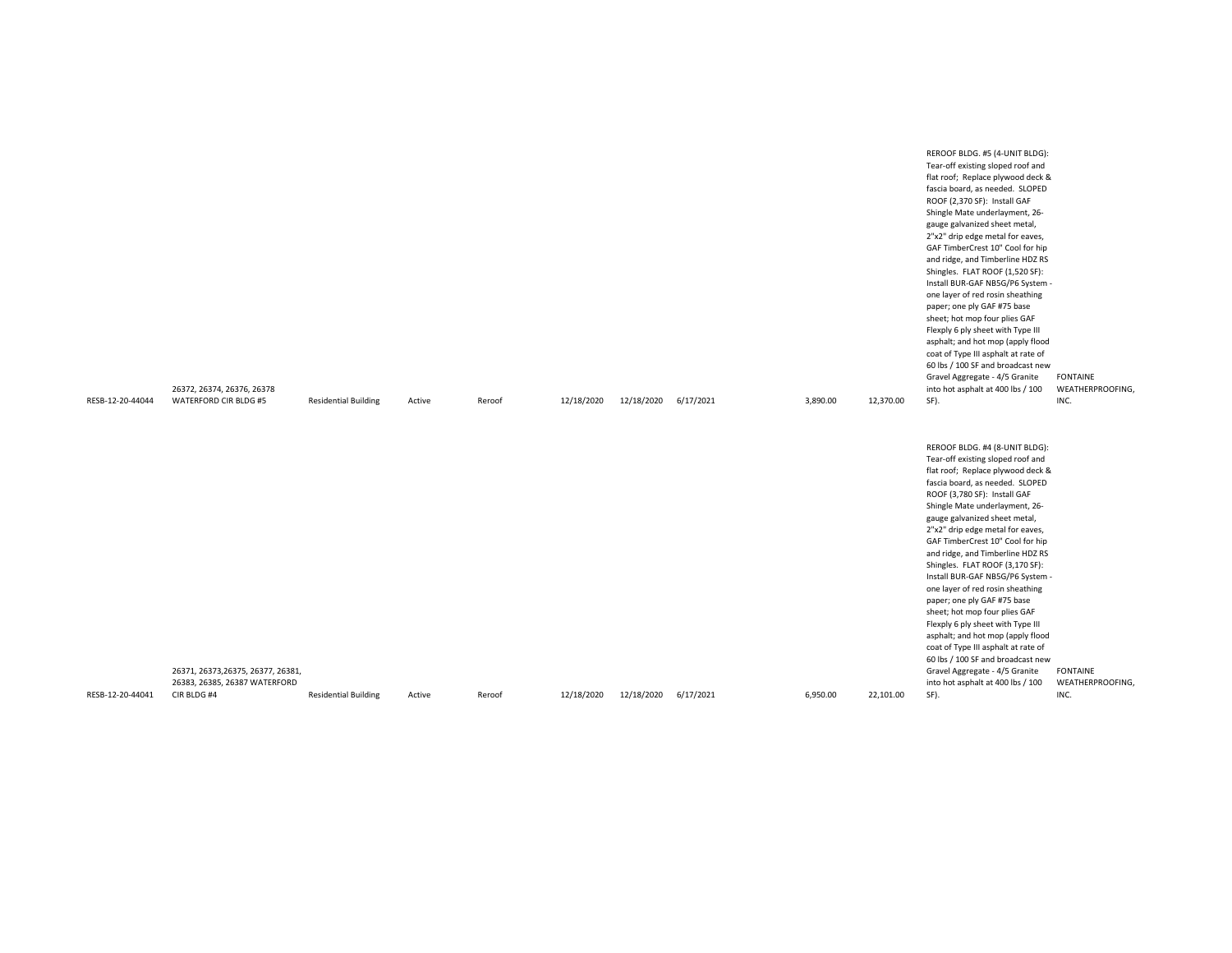| | | | | | | | | | | | |
|---|---|---|---|---|---|---|---|---|---|---|---|
| RESB-12-20-44044 | 26372, 26374, 26376, 26378 WATERFORD CIR BLDG #5 | Residential Building | Active | Reroof | 12/18/2020 | 12/18/2020 | 6/17/2021 | 3,890.00 | 12,370.00 | REROOF BLDG. #5 (4-UNIT BLDG): Tear-off existing sloped roof and flat roof; Replace plywood deck & fascia board, as needed. SLOPED ROOF (2,370 SF): Install GAF Shingle Mate underlayment, 26-gauge galvanized sheet metal, 2"x2" drip edge metal for eaves, GAF TimberCrest 10" Cool for hip and ridge, and Timberline HDZ RS Shingles. FLAT ROOF (1,520 SF): Install BUR-GAF NB5G/P6 System - one layer of red rosin sheathing paper; one ply GAF #75 base sheet; hot mop four plies GAF Flexply 6 ply sheet with Type III asphalt; and hot mop (apply flood coat of Type III asphalt at rate of 60 lbs / 100 SF and broadcast new Gravel Aggregate - 4/5 Granite into hot asphalt at 400 lbs / 100 SF). | FONTAINE WEATHERPROOFING, INC. |
| RESB-12-20-44041 | 26371, 26373,26375, 26377, 26381, 26383, 26385, 26387 WATERFORD CIR BLDG #4 | Residential Building | Active | Reroof | 12/18/2020 | 12/18/2020 | 6/17/2021 | 6,950.00 | 22,101.00 | REROOF BLDG. #4 (8-UNIT BLDG): Tear-off existing sloped roof and flat roof; Replace plywood deck & fascia board, as needed. SLOPED ROOF (3,780 SF): Install GAF Shingle Mate underlayment, 26-gauge galvanized sheet metal, 2"x2" drip edge metal for eaves, GAF TimberCrest 10" Cool for hip and ridge, and Timberline HDZ RS Shingles. FLAT ROOF (3,170 SF): Install BUR-GAF NB5G/P6 System - one layer of red rosin sheathing paper; one ply GAF #75 base sheet; hot mop four plies GAF Flexply 6 ply sheet with Type III asphalt; and hot mop (apply flood coat of Type III asphalt at rate of 60 lbs / 100 SF and broadcast new Gravel Aggregate - 4/5 Granite into hot asphalt at 400 lbs / 100 SF). | FONTAINE WEATHERPROOFING, INC. |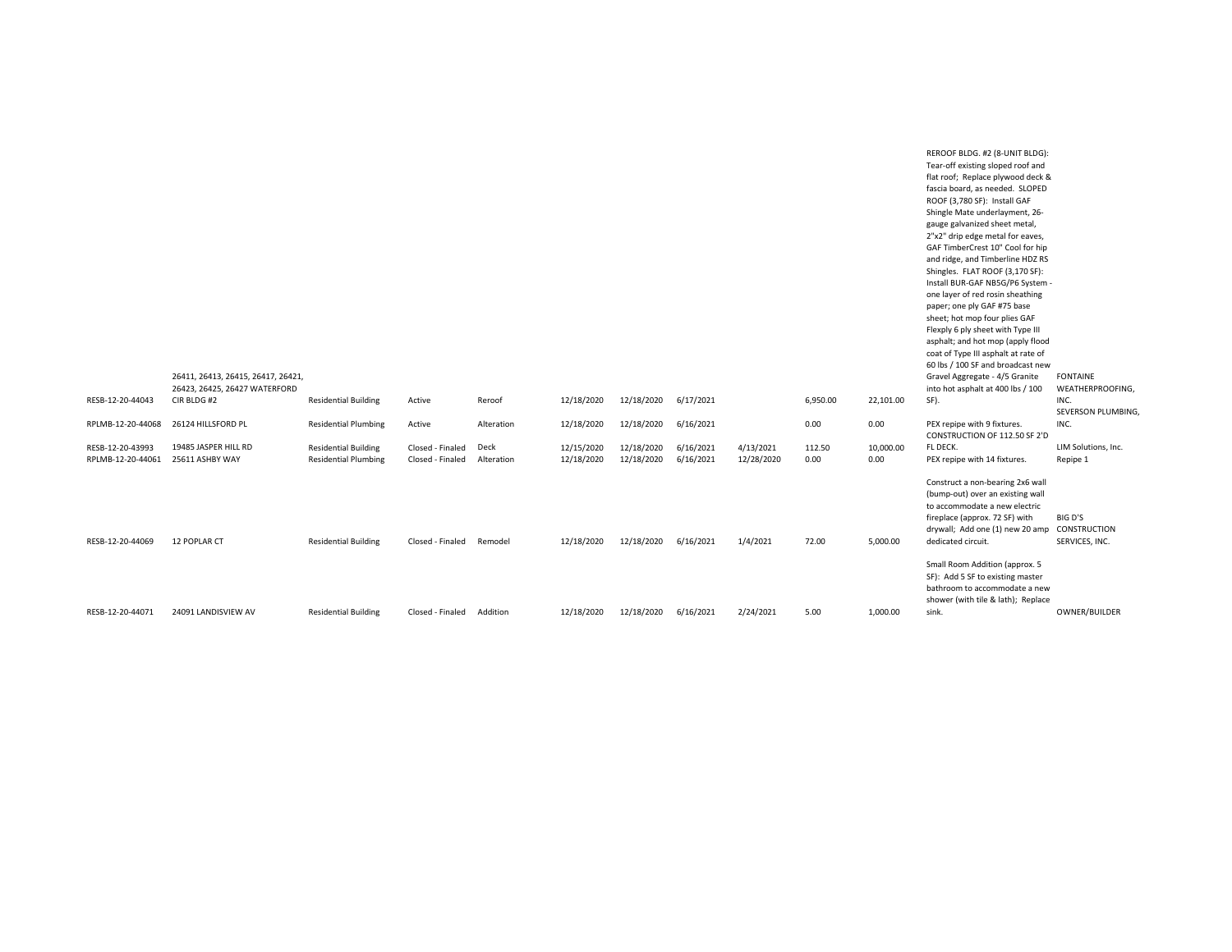| | | | | | | | | | | | | |
|---|---|---|---|---|---|---|---|---|---|---|---|---|
| RESB-12-20-44043 | 26411, 26413, 26415, 26417, 26421, 26423, 26425, 26427 WATERFORD CIR BLDG #2 | Residential Building | Active | Reroof | 12/18/2020 | 12/18/2020 | 6/17/2021 | | 6,950.00 | 22,101.00 | REROOF BLDG. #2 (8-UNIT BLDG): Tear-off existing sloped roof and flat roof; Replace plywood deck & fascia board, as needed. SLOPED ROOF (3,780 SF): Install GAF Shingle Mate underlayment, 26-gauge galvanized sheet metal, 2"x2" drip edge metal for eaves, GAF TimberCrest 10" Cool for hip and ridge, and Timberline HDZ RS Shingles. FLAT ROOF (3,170 SF): Install BUR-GAF NB5G/P6 System - one layer of red rosin sheathing paper; one ply GAF #75 base sheet; hot mop four plies GAF Flexply 6 ply sheet with Type III asphalt; and hot mop (apply flood coat of Type III asphalt at rate of 60 lbs / 100 SF and broadcast new Gravel Aggregate - 4/5 Granite into hot asphalt at 400 lbs / 100 SF). | FONTAINE WEATHERPROOFING, INC. |
| RPLMB-12-20-44068 | 26124 HILLSFORD PL | Residential Plumbing | Active | Alteration | 12/18/2020 | 12/18/2020 | 6/16/2021 | | 0.00 | 0.00 | PEX repipe with 9 fixtures. | SEVERSON PLUMBING, INC. |
| RESB-12-20-43993 | 19485 JASPER HILL RD | Residential Building | Closed - Finaled | Deck | 12/15/2020 | 12/18/2020 | 6/16/2021 | 4/13/2021 | 112.50 | 10,000.00 | CONSTRUCTION OF 112.50 SF 2'D FL DECK. | LIM Solutions, Inc. |
| RPLMB-12-20-44061 | 25611 ASHBY WAY | Residential Plumbing | Closed - Finaled | Alteration | 12/18/2020 | 12/18/2020 | 6/16/2021 | 12/28/2020 | 0.00 | 0.00 | PEX repipe with 14 fixtures. | Repipe 1 |
| RESB-12-20-44069 | 12 POPLAR CT | Residential Building | Closed - Finaled | Remodel | 12/18/2020 | 12/18/2020 | 6/16/2021 | 1/4/2021 | 72.00 | 5,000.00 | Construct a non-bearing 2x6 wall (bump-out) over an existing wall to accommodate a new electric fireplace (approx. 72 SF) with drywall; Add one (1) new 20 amp dedicated circuit. | BIG D'S CONSTRUCTION SERVICES, INC. |
| RESB-12-20-44071 | 24091 LANDISVIEW AV | Residential Building | Closed - Finaled | Addition | 12/18/2020 | 12/18/2020 | 6/16/2021 | 2/24/2021 | 5.00 | 1,000.00 | Small Room Addition (approx. 5 SF): Add 5 SF to existing master bathroom to accommodate a new shower (with tile & lath); Replace sink. | OWNER/BUILDER |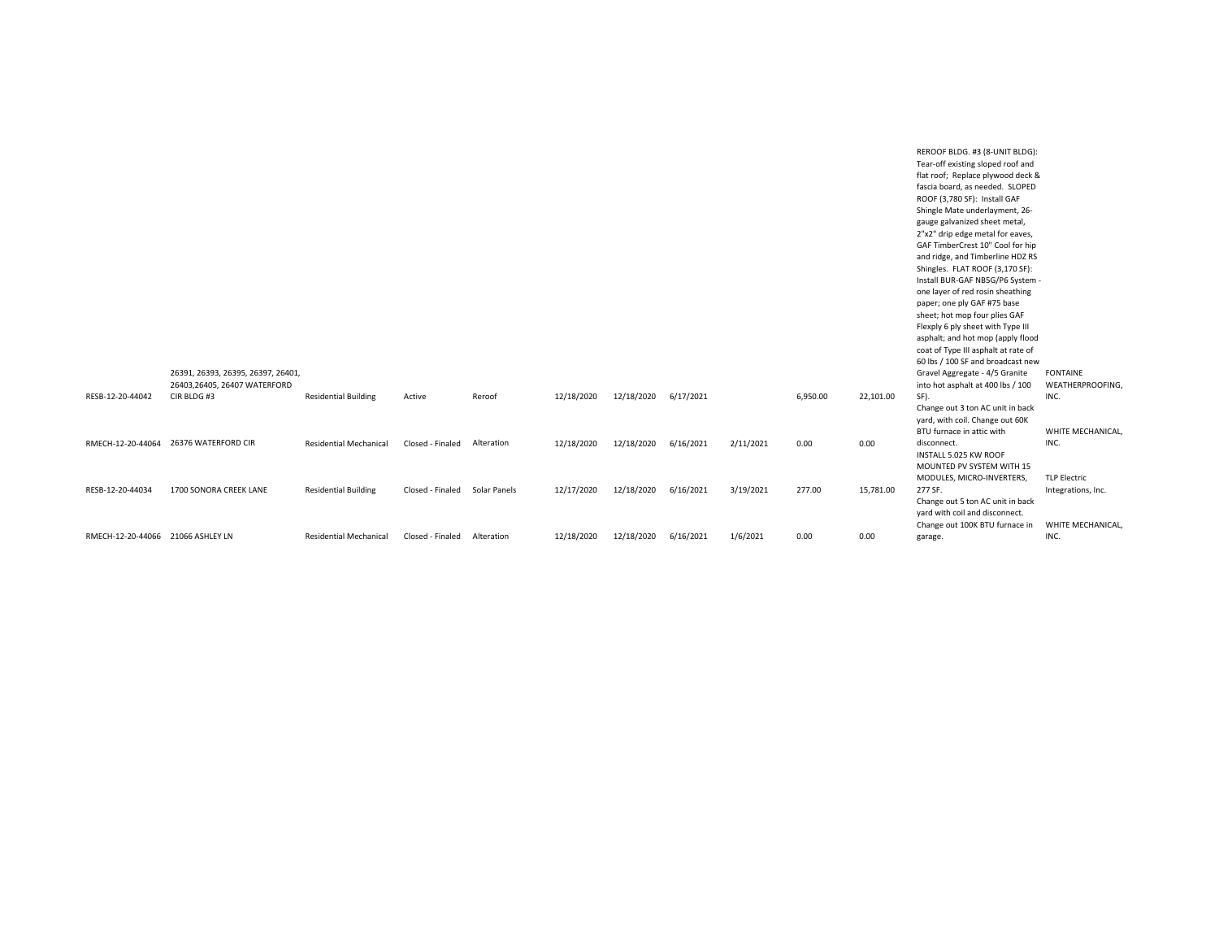| RESB-12-20-44042 | 26391, 26393, 26395, 26397, 26401, 26403,26405, 26407 WATERFORD CIR BLDG #3 | Residential Building | Active | Reroof | 12/18/2020 | 12/18/2020 | 6/17/2021 | | 6,950.00 | 22,101.00 | REROOF BLDG. #3 (8-UNIT BLDG): Tear-off existing sloped roof and flat roof; Replace plywood deck & fascia board, as needed. SLOPED ROOF (3,780 SF): Install GAF Shingle Mate underlayment, 26-gauge galvanized sheet metal, 2"x2" drip edge metal for eaves, GAF TimberCrest 10" Cool for hip and ridge, and Timberline HDZ RS Shingles. FLAT ROOF (3,170 SF): Install BUR-GAF NB5G/P6 System - one layer of red rosin sheathing paper; one ply GAF #75 base sheet; hot mop four plies GAF Flexply 6 ply sheet with Type III asphalt; and hot mop (apply flood coat of Type III asphalt at rate of 60 lbs / 100 SF and broadcast new Gravel Aggregate - 4/5 Granite into hot asphalt at 400 lbs / 100 SF). | FONTAINE WEATHERPROOFING, INC. |
|---|---|---|---|---|---|---|---|---|---|---|---|---|
| RMECH-12-20-44064 | 26376 WATERFORD CIR | Residential Mechanical | Closed - Finaled | Alteration | 12/18/2020 | 12/18/2020 | 6/16/2021 | 2/11/2021 | 0.00 | 0.00 | Change out 3 ton AC unit in back yard, with coil. Change out 60K BTU furnace in attic with disconnect. | WHITE MECHANICAL, INC. |
| RESB-12-20-44034 | 1700 SONORA CREEK LANE | Residential Building | Closed - Finaled | Solar Panels | 12/17/2020 | 12/18/2020 | 6/16/2021 | 3/19/2021 | 277.00 | 15,781.00 | INSTALL 5.025 KW ROOF MOUNTED PV SYSTEM WITH 15 MODULES, MICRO-INVERTERS, 277 SF. | TLP Electric Integrations, Inc. |
| RMECH-12-20-44066 | 21066 ASHLEY LN | Residential Mechanical | Closed - Finaled | Alteration | 12/18/2020 | 12/18/2020 | 6/16/2021 | 1/6/2021 | 0.00 | 0.00 | Change out 5 ton AC unit in back yard with coil and disconnect. Change out 100K BTU furnace in garage. | WHITE MECHANICAL, INC. |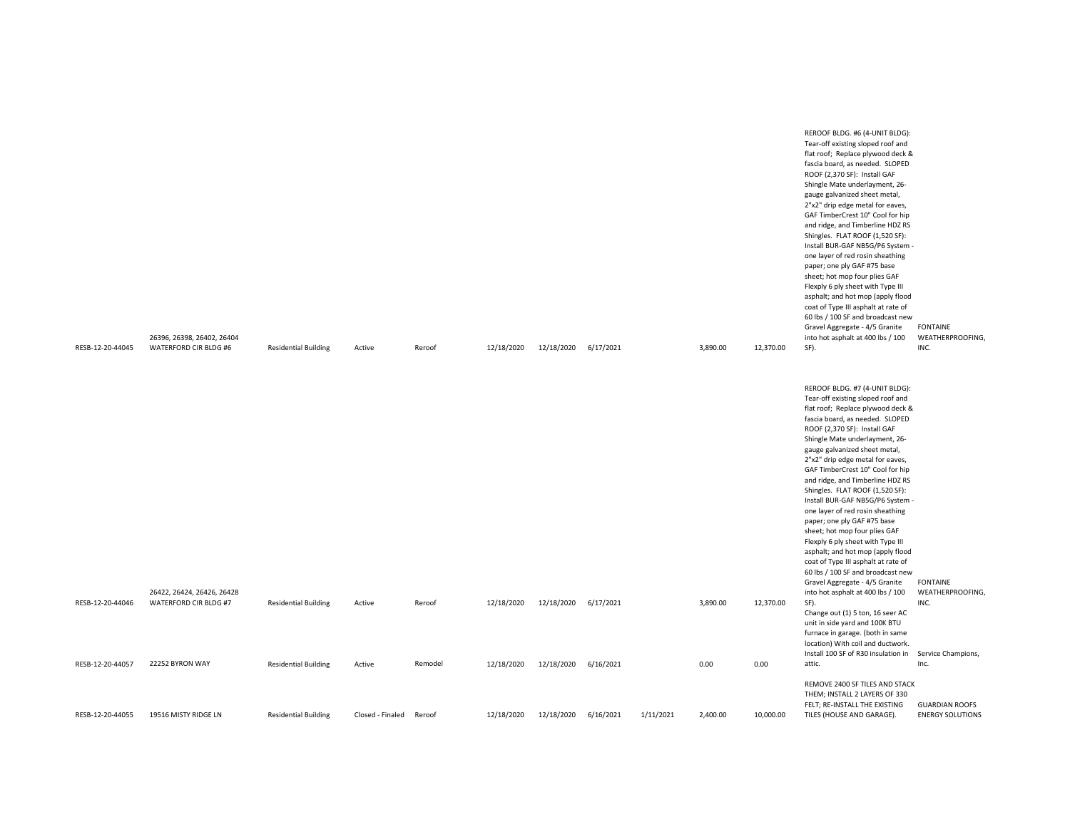| | | | | | | | | | | | | |
|---|---|---|---|---|---|---|---|---|---|---|---|---|
| RESB-12-20-44045 | 26396, 26398, 26402, 26404 WATERFORD CIR BLDG #6 | Residential Building | Active | Reroof | 12/18/2020 | 12/18/2020 | 6/17/2021 | | 3,890.00 | 12,370.00 | REROOF BLDG. #6 (4-UNIT BLDG): Tear-off existing sloped roof and flat roof; Replace plywood deck & fascia board, as needed. SLOPED ROOF (2,370 SF): Install GAF Shingle Mate underlayment, 26-gauge galvanized sheet metal, 2"x2" drip edge metal for eaves, GAF TimberCrest 10" Cool for hip and ridge, and Timberline HDZ RS Shingles. FLAT ROOF (1,520 SF): Install BUR-GAF NB5G/P6 System - one layer of red rosin sheathing paper; one ply GAF #75 base sheet; hot mop four plies GAF Flexply 6 ply sheet with Type III asphalt; and hot mop (apply flood coat of Type III asphalt at rate of 60 lbs / 100 SF and broadcast new Gravel Aggregate - 4/5 Granite into hot asphalt at 400 lbs / 100 SF). | FONTAINE WEATHERPROOFING, INC. |
| RESB-12-20-44046 | 26422, 26424, 26426, 26428 WATERFORD CIR BLDG #7 | Residential Building | Active | Reroof | 12/18/2020 | 12/18/2020 | 6/17/2021 | | 3,890.00 | 12,370.00 | REROOF BLDG. #7 (4-UNIT BLDG): Tear-off existing sloped roof and flat roof; Replace plywood deck & fascia board, as needed. SLOPED ROOF (2,370 SF): Install GAF Shingle Mate underlayment, 26-gauge galvanized sheet metal, 2"x2" drip edge metal for eaves, GAF TimberCrest 10" Cool for hip and ridge, and Timberline HDZ RS Shingles. FLAT ROOF (1,520 SF): Install BUR-GAF NB5G/P6 System - one layer of red rosin sheathing paper; one ply GAF #75 base sheet; hot mop four plies GAF Flexply 6 ply sheet with Type III asphalt; and hot mop (apply flood coat of Type III asphalt at rate of 60 lbs / 100 SF and broadcast new Gravel Aggregate - 4/5 Granite into hot asphalt at 400 lbs / 100 SF). | FONTAINE WEATHERPROOFING, INC. |
| RESB-12-20-44057 | 22252 BYRON WAY | Residential Building | Active | Remodel | 12/18/2020 | 12/18/2020 | 6/16/2021 | | 0.00 | 0.00 | Change out (1) 5 ton, 16 seer AC unit in side yard and 100K BTU furnace in garage. (both in same location) With coil and ductwork. Install 100 SF of R30 insulation in attic. | Service Champions, Inc. |
| RESB-12-20-44055 | 19516 MISTY RIDGE LN | Residential Building | Closed - Finaled | Reroof | 12/18/2020 | 12/18/2020 | 6/16/2021 | 1/11/2021 | 2,400.00 | 10,000.00 | REMOVE 2400 SF TILES AND STACK THEM; INSTALL 2 LAYERS OF 330 FELT; RE-INSTALL THE EXISTING TILES (HOUSE AND GARAGE). | GUARDIAN ROOFS ENERGY SOLUTIONS |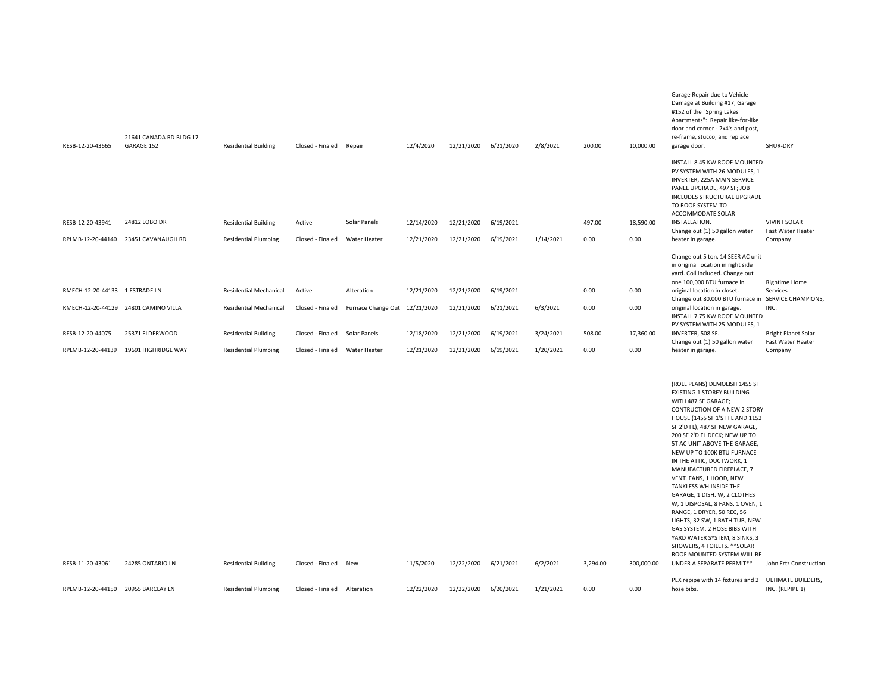| | | | | | | | | | | | | |
|---|---|---|---|---|---|---|---|---|---|---|---|---|
| RESB-12-20-43665 | 21641 CANADA RD BLDG 17 GARAGE 152 | Residential Building | Closed - Finaled | Repair | 12/4/2020 | 12/21/2020 | 6/21/2020 | 2/8/2021 | 200.00 | 10,000.00 | Garage Repair due to Vehicle Damage at Building #17, Garage #152 of the "Spring Lakes Apartments": Repair like-for-like door and corner - 2x4's and post, re-frame, stucco, and replace garage door. | SHUR-DRY |
| RESB-12-20-43941 | 24812 LOBO DR | Residential Building | Active | Solar Panels | 12/14/2020 | 12/21/2020 | 6/19/2021 | | 497.00 | 18,590.00 | INSTALL 8.45 KW ROOF MOUNTED PV SYSTEM WITH 26 MODULES, 1 INVERTER, 225A MAIN SERVICE PANEL UPGRADE, 497 SF; JOB INCLUDES STRUCTURAL UPGRADE TO ROOF SYSTEM TO ACCOMMODATE SOLAR INSTALLATION. | VIVINT SOLAR |
| RPLMB-12-20-44140 | 23451 CAVANAUGH RD | Residential Plumbing | Closed - Finaled | Water Heater | 12/21/2020 | 12/21/2020 | 6/19/2021 | 1/14/2021 | 0.00 | 0.00 | Change out (1) 50 gallon water heater in garage. | Fast Water Heater Company |
| RMECH-12-20-44133 | 1 ESTRADE LN | Residential Mechanical | Active | Alteration | 12/21/2020 | 12/21/2020 | 6/19/2021 | | 0.00 | 0.00 | Change out 5 ton, 14 SEER AC unit in original location in right side yard. Coil included. Change out one 100,000 BTU furnace in original location in closet. | Rightime Home Services |
| RMECH-12-20-44129 | 24801 CAMINO VILLA | Residential Mechanical | Closed - Finaled | Furnace Change Out | 12/21/2020 | 12/21/2020 | 6/21/2021 | 6/3/2021 | 0.00 | 0.00 | Change out 80,000 BTU furnace in original location in garage. | SERVICE CHAMPIONS, INC. |
| RESB-12-20-44075 | 25371 ELDERWOOD | Residential Building | Closed - Finaled | Solar Panels | 12/18/2020 | 12/21/2020 | 6/19/2021 | 3/24/2021 | 508.00 | 17,360.00 | INSTALL 7.75 KW ROOF MOUNTED PV SYSTEM WITH 25 MODULES, 1 INVERTER, 508 SF. | Bright Planet Solar |
| RPLMB-12-20-44139 | 19691 HIGHRIDGE WAY | Residential Plumbing | Closed - Finaled | Water Heater | 12/21/2020 | 12/21/2020 | 6/19/2021 | 1/20/2021 | 0.00 | 0.00 | Change out (1) 50 gallon water heater in garage. | Fast Water Heater Company |
| RESB-11-20-43061 | 24285 ONTARIO LN | Residential Building | Closed - Finaled | New | 11/5/2020 | 12/22/2020 | 6/21/2021 | 6/2/2021 | 3,294.00 | 300,000.00 | (ROLL PLANS) DEMOLISH 1455 SF EXISTING 1 STOREY BUILDING WITH 487 SF GARAGE; CONTRUCTION OF A NEW 2 STORY HOUSE (1455 SF 1'ST FL AND 1152 SF 2'D FL), 487 SF NEW GARAGE, 200 SF 2'D FL DECK; NEW UP TO 5T AC UNIT ABOVE THE GARAGE, NEW UP TO 100K BTU FURNACE IN THE ATTIC, DUCTWORK, 1 MANUFACTURED FIREPLACE, 7 VENT. FANS, 1 HOOD, NEW TANKLESS WH INSIDE THE GARAGE, 1 DISH. W, 2 CLOTHES W, 1 DISPOSAL, 8 FANS, 1 OVEN, 1 RANGE, 1 DRYER, 50 REC, 56 LIGHTS, 32 SW, 1 BATH TUB, NEW GAS SYSTEM, 2 HOSE BIBS WITH YARD WATER SYSTEM, 8 SINKS, 3 SHOWERS, 4 TOILETS. **SOLAR ROOF MOUNTED SYSTEM WILL BE UNDER A SEPARATE PERMIT** | John Ertz Construction |
| RPLMB-12-20-44150 | 20955 BARCLAY LN | Residential Plumbing | Closed - Finaled | Alteration | 12/22/2020 | 12/22/2020 | 6/20/2021 | 1/21/2021 | 0.00 | 0.00 | PEX repipe with 14 fixtures and 2 hose bibs. | ULTIMATE BUILDERS, INC. (REPIPE 1) |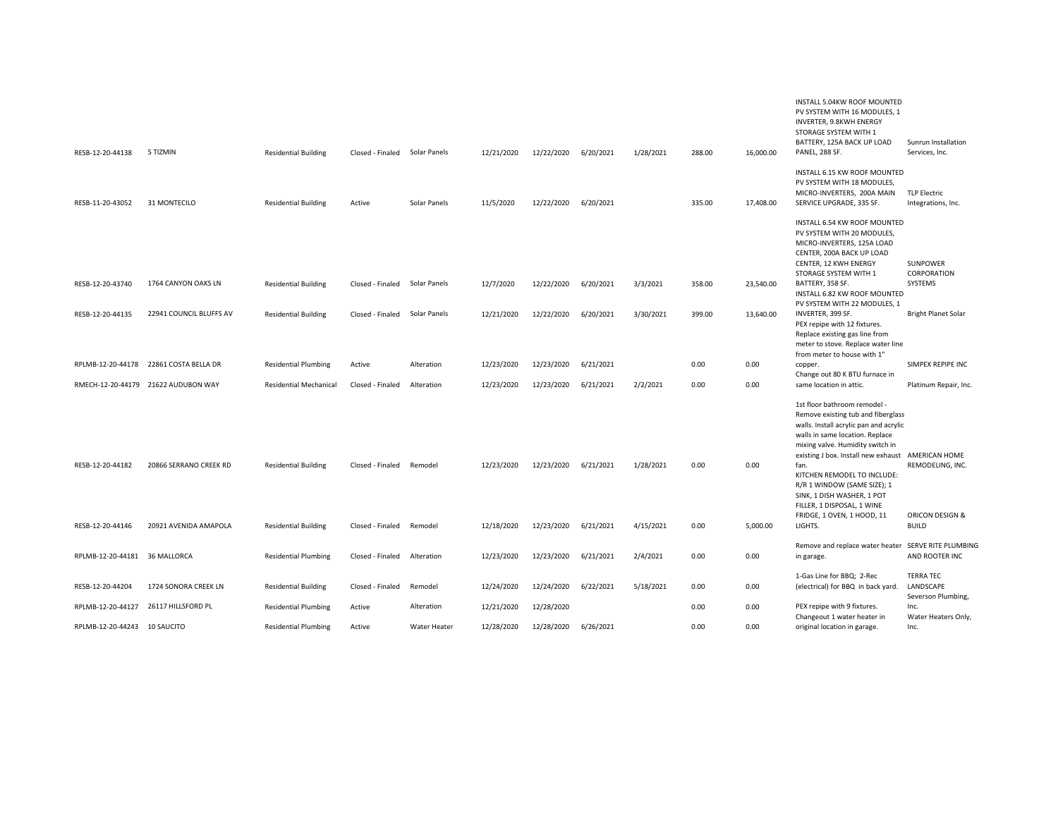| | | | | | | | | | | | | |
|---|---|---|---|---|---|---|---|---|---|---|---|---|
| RESB-12-20-44138 | 5 TIZMIN | Residential Building | Closed - Finaled | Solar Panels | 12/21/2020 | 12/22/2020 | 6/20/2021 | 1/28/2021 | 288.00 | 16,000.00 | INSTALL 5.04KW ROOF MOUNTED PV SYSTEM WITH 16 MODULES, 1 INVERTER, 9.8KWH ENERGY STORAGE SYSTEM WITH 1 BATTERY, 125A BACK UP LOAD PANEL, 288 SF. | Sunrun Installation Services, Inc. |
| RESB-11-20-43052 | 31 MONTECILO | Residential Building | Active | Solar Panels | 11/5/2020 | 12/22/2020 | 6/20/2021 | | 335.00 | 17,408.00 | INSTALL 6.15 KW ROOF MOUNTED PV SYSTEM WITH 18 MODULES, MICRO-INVERTERS, 200A MAIN SERVICE UPGRADE, 335 SF. | TLP Electric Integrations, Inc. |
| RESB-12-20-43740 | 1764 CANYON OAKS LN | Residential Building | Closed - Finaled | Solar Panels | 12/7/2020 | 12/22/2020 | 6/20/2021 | 3/3/2021 | 358.00 | 23,540.00 | INSTALL 6.54 KW ROOF MOUNTED PV SYSTEM WITH 20 MODULES, MICRO-INVERTERS, 125A LOAD CENTER, 200A BACK UP LOAD CENTER, 12 KWH ENERGY STORAGE SYSTEM WITH 1 BATTERY, 358 SF. | SUNPOWER CORPORATION SYSTEMS |
| RESB-12-20-44135 | 22941 COUNCIL BLUFFS AV | Residential Building | Closed - Finaled | Solar Panels | 12/21/2020 | 12/22/2020 | 6/20/2021 | 3/30/2021 | 399.00 | 13,640.00 | INSTALL 6.82 KW ROOF MOUNTED PV SYSTEM WITH 22 MODULES, 1 INVERTER, 399 SF. | Bright Planet Solar |
| RPLMB-12-20-44178 | 22861 COSTA BELLA DR | Residential Plumbing | Active | Alteration | 12/23/2020 | 12/23/2020 | 6/21/2021 | | 0.00 | 0.00 | PEX repipe with 12 fixtures. Replace existing gas line from meter to stove. Replace water line from meter to house with 1" copper. | SIMPEX REPIPE INC |
| RMECH-12-20-44179 | 21622 AUDUBON WAY | Residential Mechanical | Closed - Finaled | Alteration | 12/23/2020 | 12/23/2020 | 6/21/2021 | 2/2/2021 | 0.00 | 0.00 | Change out 80 K BTU furnace in same location in attic. | Platinum Repair, Inc. |
| RESB-12-20-44182 | 20866 SERRANO CREEK RD | Residential Building | Closed - Finaled | Remodel | 12/23/2020 | 12/23/2020 | 6/21/2021 | 1/28/2021 | 0.00 | 0.00 | 1st floor bathroom remodel - Remove existing tub and fiberglass walls. Install acrylic pan and acrylic walls in same location. Replace mixing valve. Humidity switch in existing J box. Install new exhaust fan. | AMERICAN HOME REMODELING, INC. |
| RESB-12-20-44146 | 20921 AVENIDA AMAPOLA | Residential Building | Closed - Finaled | Remodel | 12/18/2020 | 12/23/2020 | 6/21/2021 | 4/15/2021 | 0.00 | 5,000.00 | KITCHEN REMODEL TO INCLUDE: R/R 1 WINDOW (SAME SIZE); 1 SINK, 1 DISH WASHER, 1 POT FILLER, 1 DISPOSAL, 1 WINE FRIDGE, 1 OVEN, 1 HOOD, 11 LIGHTS. | ORICON DESIGN & BUILD |
| RPLMB-12-20-44181 | 36 MALLORCA | Residential Plumbing | Closed - Finaled | Alteration | 12/23/2020 | 12/23/2020 | 6/21/2021 | 2/4/2021 | 0.00 | 0.00 | Remove and replace water heater in garage. | SERVE RITE PLUMBING AND ROOTER INC |
| RESB-12-20-44204 | 1724 SONORA CREEK LN | Residential Building | Closed - Finaled | Remodel | 12/24/2020 | 12/24/2020 | 6/22/2021 | 5/18/2021 | 0.00 | 0.00 | 1-Gas Line for BBQ; 2-Rec (electrical) for BBQ in back yard. | TERRA TEC LANDSCAPE |
| RPLMB-12-20-44127 | 26117 HILLSFORD PL | Residential Plumbing | Active | Alteration | 12/21/2020 | 12/28/2020 | | | 0.00 | 0.00 | PEX repipe with 9 fixtures. | Severson Plumbing, Inc. |
| RPLMB-12-20-44243 | 10 SAUCITO | Residential Plumbing | Active | Water Heater | 12/28/2020 | 12/28/2020 | 6/26/2021 | | 0.00 | 0.00 | Changeout 1 water heater in original location in garage. | Water Heaters Only, Inc. |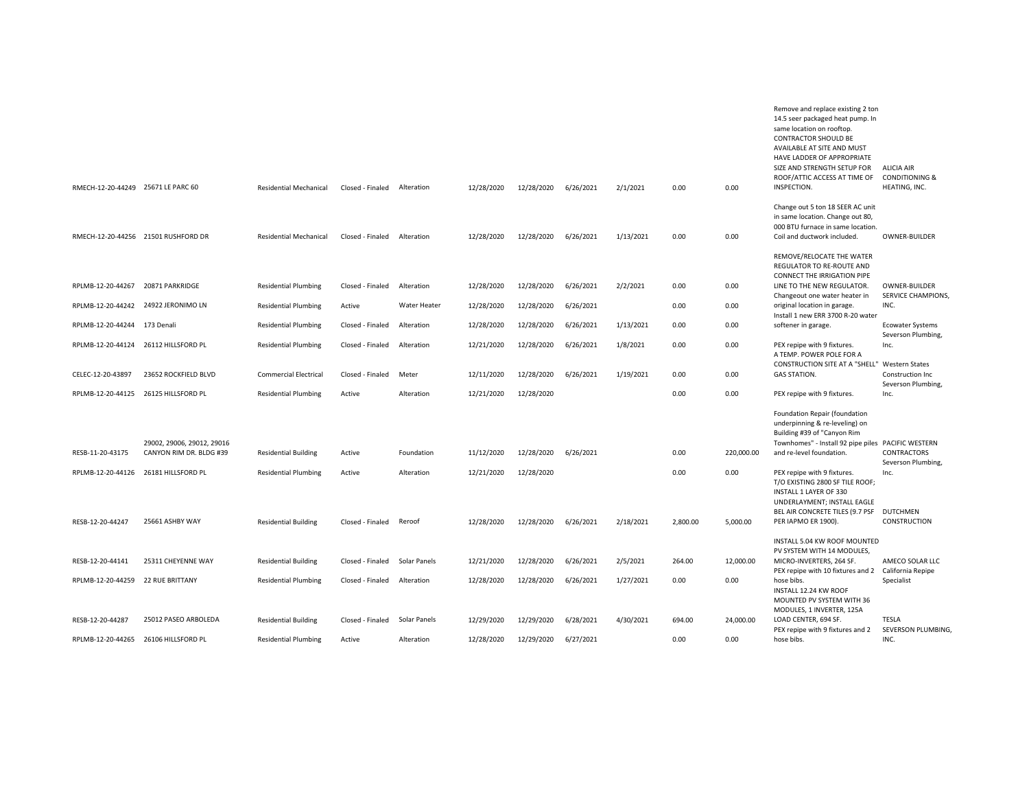| | | | | | | | | | | | | |
|---|---|---|---|---|---|---|---|---|---|---|---|---|
| RMECH-12-20-44249 | 25671 LE PARC 60 | Residential Mechanical | Closed - Finaled | Alteration | 12/28/2020 | 12/28/2020 | 6/26/2021 | 2/1/2021 | 0.00 | 0.00 | Remove and replace existing 2 ton 14.5 seer packaged heat pump. In same location on rooftop. CONTRACTOR SHOULD BE AVAILABLE AT SITE AND MUST HAVE LADDER OF APPROPRIATE SIZE AND STRENGTH SETUP FOR ROOF/ATTIC ACCESS AT TIME OF INSPECTION. | ALICIA AIR CONDITIONING & HEATING, INC. |
| RMECH-12-20-44256 | 21501 RUSHFORD DR | Residential Mechanical | Closed - Finaled | Alteration | 12/28/2020 | 12/28/2020 | 6/26/2021 | 1/13/2021 | 0.00 | 0.00 | Change out 5 ton 18 SEER AC unit in same location. Change out 80, 000 BTU furnace in same location. Coil and ductwork included. | OWNER-BUILDER |
| RPLMB-12-20-44267 | 20871 PARKRIDGE | Residential Plumbing | Closed - Finaled | Alteration | 12/28/2020 | 12/28/2020 | 6/26/2021 | 2/2/2021 | 0.00 | 0.00 | REMOVE/RELOCATE THE WATER REGULATOR TO RE-ROUTE AND CONNECT THE IRRIGATION PIPE LINE TO THE NEW REGULATOR. | OWNER-BUILDER |
| RPLMB-12-20-44242 | 24922 JERONIMO LN | Residential Plumbing | Active | Water Heater | 12/28/2020 | 12/28/2020 | 6/26/2021 | | 0.00 | 0.00 | Changeout one water heater in original location in garage. | SERVICE CHAMPIONS, INC. |
| RPLMB-12-20-44244 | 173 Denali | Residential Plumbing | Closed - Finaled | Alteration | 12/28/2020 | 12/28/2020 | 6/26/2021 | 1/13/2021 | 0.00 | 0.00 | Install 1 new ERR 3700 R-20 water softener in garage. | Ecowater Systems |
| RPLMB-12-20-44124 | 26112 HILLSFORD PL | Residential Plumbing | Closed - Finaled | Alteration | 12/21/2020 | 12/28/2020 | 6/26/2021 | 1/8/2021 | 0.00 | 0.00 | PEX repipe with 9 fixtures. | Severson Plumbing, Inc. |
| CELEC-12-20-43897 | 23652 ROCKFIELD BLVD | Commercial Electrical | Closed - Finaled | Meter | 12/11/2020 | 12/28/2020 | 6/26/2021 | 1/19/2021 | 0.00 | 0.00 | A TEMP. POWER POLE FOR A CONSTRUCTION SITE AT A "SHELL" GAS STATION. | Western States Construction Inc |
| RPLMB-12-20-44125 | 26125 HILLSFORD PL | Residential Plumbing | Active | Alteration | 12/21/2020 | 12/28/2020 | | | 0.00 | 0.00 | PEX repipe with 9 fixtures. | Severson Plumbing, Inc. |
| RESB-11-20-43175 | 29002, 29006, 29012, 29016 CANYON RIM DR. BLDG #39 | Residential Building | Active | Foundation | 11/12/2020 | 12/28/2020 | 6/26/2021 | | 0.00 | 220,000.00 | Foundation Repair (foundation underpinning & re-leveling) on Building #39 of "Canyon Rim Townhomes" - Install 92 pipe piles and re-level foundation. | PACIFIC WESTERN CONTRACTORS |
| RPLMB-12-20-44126 | 26181 HILLSFORD PL | Residential Plumbing | Active | Alteration | 12/21/2020 | 12/28/2020 | | | 0.00 | 0.00 | PEX repipe with 9 fixtures. | Severson Plumbing, Inc. |
| RESB-12-20-44247 | 25661 ASHBY WAY | Residential Building | Closed - Finaled | Reroof | 12/28/2020 | 12/28/2020 | 6/26/2021 | 2/18/2021 | 2,800.00 | 5,000.00 | T/O EXISTING 2800 SF TILE ROOF; INSTALL 1 LAYER OF 330 UNDERLAYMENT; INSTALL EAGLE BEL AIR CONCRETE TILES (9.7 PSF PER IAPMO ER 1900). | DUTCHMEN CONSTRUCTION |
| RESB-12-20-44141 | 25311 CHEYENNE WAY | Residential Building | Closed - Finaled | Solar Panels | 12/21/2020 | 12/28/2020 | 6/26/2021 | 2/5/2021 | 264.00 | 12,000.00 | INSTALL 5.04 KW ROOF MOUNTED PV SYSTEM WITH 14 MODULES, MICRO-INVERTERS, 264 SF. | AMECO SOLAR LLC |
| RPLMB-12-20-44259 | 22 RUE BRITTANY | Residential Plumbing | Closed - Finaled | Alteration | 12/28/2020 | 12/28/2020 | 6/26/2021 | 1/27/2021 | 0.00 | 0.00 | PEX repipe with 10 fixtures and 2 hose bibs. | California Repipe Specialist |
| RESB-12-20-44287 | 25012 PASEO ARBOLEDA | Residential Building | Closed - Finaled | Solar Panels | 12/29/2020 | 12/29/2020 | 6/28/2021 | 4/30/2021 | 694.00 | 24,000.00 | INSTALL 12.24 KW ROOF MOUNTED PV SYSTEM WITH 36 MODULES, 1 INVERTER, 125A LOAD CENTER, 694 SF. | TESLA |
| RPLMB-12-20-44265 | 26106 HILLSFORD PL | Residential Plumbing | Active | Alteration | 12/28/2020 | 12/29/2020 | 6/27/2021 | | 0.00 | 0.00 | PEX repipe with 9 fixtures and 2 hose bibs. | SEVERSON PLUMBING, INC. |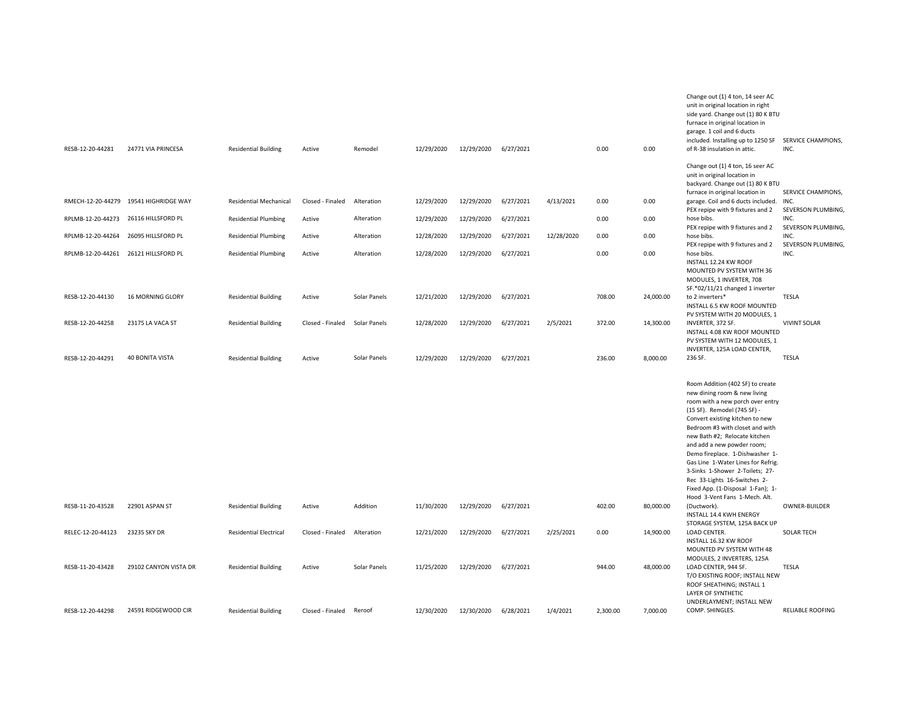| | | | | | | | | | | | | |
|---|---|---|---|---|---|---|---|---|---|---|---|---|
| RESB-12-20-44281 | 24771 VIA PRINCESA | Residential Building | Active | Remodel | 12/29/2020 | 12/29/2020 | 6/27/2021 | | 0.00 | 0.00 | Change out (1) 4 ton, 14 seer AC unit in original location in right side yard. Change out (1) 80 K BTU furnace in original location in garage. 1 coil and 6 ducts included. Installing up to 1250 SF of R-38 insulation in attic. | SERVICE CHAMPIONS, INC. |
| RMECH-12-20-44279 | 19541 HIGHRIDGE WAY | Residential Mechanical | Closed - Finaled | Alteration | 12/29/2020 | 12/29/2020 | 6/27/2021 | 4/13/2021 | 0.00 | 0.00 | Change out (1) 4 ton, 16 seer AC unit in original location in backyard. Change out (1) 80 K BTU furnace in original location in garage. Coil and 6 ducts included. | SERVICE CHAMPIONS, INC. |
| RPLMB-12-20-44273 | 26116 HILLSFORD PL | Residential Plumbing | Active | Alteration | 12/29/2020 | 12/29/2020 | 6/27/2021 | | 0.00 | 0.00 | PEX repipe with 9 fixtures and 2 hose bibs. | SEVERSON PLUMBING, INC. |
| RPLMB-12-20-44264 | 26095 HILLSFORD PL | Residential Plumbing | Active | Alteration | 12/28/2020 | 12/29/2020 | 6/27/2021 | 12/28/2020 | 0.00 | 0.00 | PEX repipe with 9 fixtures and 2 hose bibs. | SEVERSON PLUMBING, INC. |
| RPLMB-12-20-44261 | 26121 HILLSFORD PL | Residential Plumbing | Active | Alteration | 12/28/2020 | 12/29/2020 | 6/27/2021 | | 0.00 | 0.00 | PEX repipe with 9 fixtures and 2 hose bibs. | SEVERSON PLUMBING, INC. |
| RESB-12-20-44130 | 16 MORNING GLORY | Residential Building | Active | Solar Panels | 12/21/2020 | 12/29/2020 | 6/27/2021 | | 708.00 | 24,000.00 | INSTALL 12.24 KW ROOF MOUNTED PV SYSTEM WITH 36 MODULES, 1 INVERTER, 708 SF.*02/11/21 changed 1 inverter to 2 inverters* | TESLA |
| RESB-12-20-44258 | 23175 LA VACA ST | Residential Building | Closed - Finaled | Solar Panels | 12/28/2020 | 12/29/2020 | 6/27/2021 | 2/5/2021 | 372.00 | 14,300.00 | INSTALL 6.5 KW ROOF MOUNTED PV SYSTEM WITH 20 MODULES, 1 INVERTER, 372 SF. | VIVINT SOLAR |
| RESB-12-20-44291 | 40 BONITA VISTA | Residential Building | Active | Solar Panels | 12/29/2020 | 12/29/2020 | 6/27/2021 | | 236.00 | 8,000.00 | INSTALL 4.08 KW ROOF MOUNTED PV SYSTEM WITH 12 MODULES, 1 INVERTER, 125A LOAD CENTER, 236 SF. | TESLA |
| RESB-11-20-43528 | 22901 ASPAN ST | Residential Building | Active | Addition | 11/30/2020 | 12/29/2020 | 6/27/2021 | | 402.00 | 80,000.00 | Room Addition (402 SF) to create new dining room & new living room with a new porch over entry (15 SF). Remodel (745 SF) - Convert existing kitchen to new Bedroom #3 with closet and with new Bath #2; Relocate kitchen and add a new powder room; Demo fireplace. 1-Dishwasher 1-Gas Line 1-Water Lines for Refrig. 3-Sinks 1-Shower 2-Toilets; 27-Rec 33-Lights 16-Switches 2-Fixed App. (1-Disposal 1-Fan); 1-Hood 3-Vent Fans 1-Mech. Alt. (Ductwork). | OWNER-BUILDER |
| RELEC-12-20-44123 | 23235 SKY DR | Residential Electrical | Closed - Finaled | Alteration | 12/21/2020 | 12/29/2020 | 6/27/2021 | 2/25/2021 | 0.00 | 14,900.00 | INSTALL 14.4 KWH ENERGY STORAGE SYSTEM, 125A BACK UP LOAD CENTER. | SOLAR TECH |
| RESB-11-20-43428 | 29102 CANYON VISTA DR | Residential Building | Active | Solar Panels | 11/25/2020 | 12/29/2020 | 6/27/2021 | | 944.00 | 48,000.00 | INSTALL 16.32 KW ROOF MOUNTED PV SYSTEM WITH 48 MODULES, 2 INVERTERS, 125A LOAD CENTER, 944 SF. | TESLA |
| RESB-12-20-44298 | 24591 RIDGEWOOD CIR | Residential Building | Closed - Finaled | Reroof | 12/30/2020 | 12/30/2020 | 6/28/2021 | 1/4/2021 | 2,300.00 | 7,000.00 | T/O EXISTING ROOF; INSTALL NEW ROOF SHEATHING; INSTALL 1 LAYER OF SYNTHETIC UNDERLAYMENT; INSTALL NEW COMP. SHINGLES. | RELIABLE ROOFING |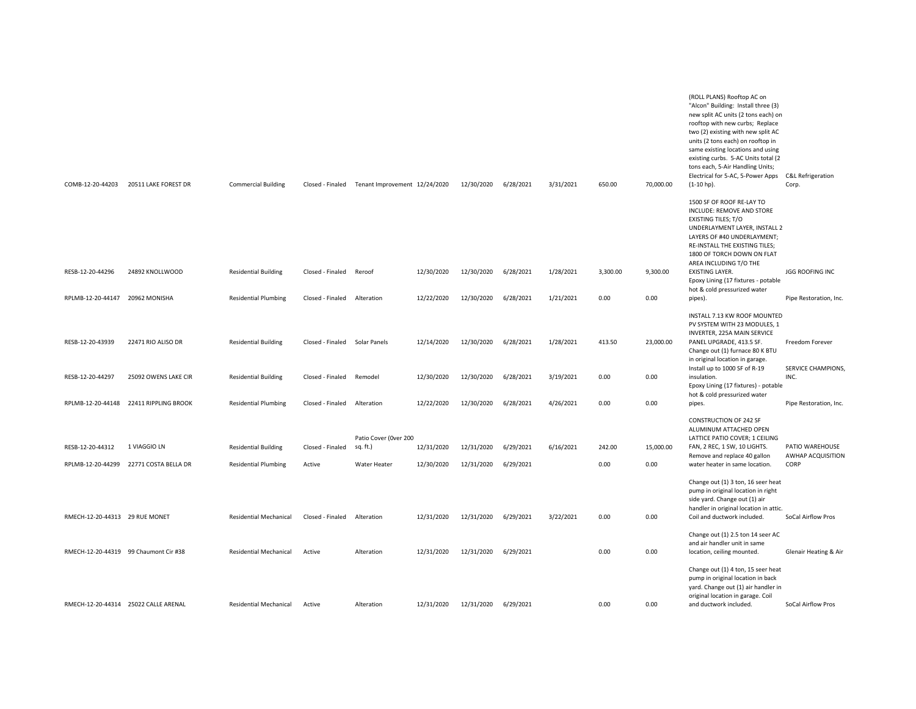| | | | | | | | | | | | | |
|---|---|---|---|---|---|---|---|---|---|---|---|---|
| COMB-12-20-44203 | 20511 LAKE FOREST DR | Commercial Building | Closed - Finaled | Tenant Improvement | 12/24/2020 | 12/30/2020 | 6/28/2021 | 3/31/2021 | 650.00 | 70,000.00 | (ROLL PLANS) Rooftop AC on "Alcon" Building: Install three (3) new split AC units (2 tons each) on rooftop with new curbs; Replace two (2) existing with new split AC units (2 tons each) on rooftop in same existing locations and using existing curbs. 5-AC Units total (2 tons each, 5-Air Handling Units; Electrical for 5-AC, 5-Power Apps (1-10 hp). | C&L Refrigeration Corp. |
| RESB-12-20-44296 | 24892 KNOLLWOOD | Residential Building | Closed - Finaled | Reroof | 12/30/2020 | 12/30/2020 | 6/28/2021 | 1/28/2021 | 3,300.00 | 9,300.00 | 1500 SF OF ROOF RE-LAY TO INCLUDE: REMOVE AND STORE EXISTING TILES; T/O UNDERLAYMENT LAYER, INSTALL 2 LAYERS OF #40 UNDERLAYMENT; RE-INSTALL THE EXISTING TILES; 1800 OF TORCH DOWN ON FLAT AREA INCLUDING T/O THE EXISTING LAYER. | JGG ROOFING INC |
| RPLMB-12-20-44147 | 20962 MONISHA | Residential Plumbing | Closed - Finaled | Alteration | 12/22/2020 | 12/30/2020 | 6/28/2021 | 1/21/2021 | 0.00 | 0.00 | Epoxy Lining (17 fixtures - potable hot & cold pressurized water pipes). | Pipe Restoration, Inc. |
| RESB-12-20-43939 | 22471 RIO ALISO DR | Residential Building | Closed - Finaled | Solar Panels | 12/14/2020 | 12/30/2020 | 6/28/2021 | 1/28/2021 | 413.50 | 23,000.00 | INSTALL 7.13 KW ROOF MOUNTED PV SYSTEM WITH 23 MODULES, 1 INVERTER, 225A MAIN SERVICE PANEL UPGRADE, 413.5 SF. | Freedom Forever |
| RESB-12-20-44297 | 25092 OWENS LAKE CIR | Residential Building | Closed - Finaled | Remodel | 12/30/2020 | 12/30/2020 | 6/28/2021 | 3/19/2021 | 0.00 | 0.00 | Change out (1) furnace 80 K BTU in original location in garage. Install up to 1000 SF of R-19 insulation. | SERVICE CHAMPIONS, INC. |
| RPLMB-12-20-44148 | 22411 RIPPLING BROOK | Residential Plumbing | Closed - Finaled | Alteration | 12/22/2020 | 12/30/2020 | 6/28/2021 | 4/26/2021 | 0.00 | 0.00 | Epoxy Lining (17 fixtures) - potable hot & cold pressurized water pipes. | Pipe Restoration, Inc. |
| RESB-12-20-44312 | 1 VIAGGIO LN | Residential Building | Closed - Finaled | Patio Cover (0ver 200 sq. ft.) | 12/31/2020 | 12/31/2020 | 6/29/2021 | 6/16/2021 | 242.00 | 15,000.00 | CONSTRUCTION OF 242 SF ALUMINUM ATTACHED OPEN LATTICE PATIO COVER; 1 CEILING FAN, 2 REC, 1 SW, 10 LIGHTS. | PATIO WAREHOUSE |
| RPLMB-12-20-44299 | 22771 COSTA BELLA DR | Residential Plumbing | Active | Water Heater | 12/30/2020 | 12/31/2020 | 6/29/2021 | | 0.00 | 0.00 | Remove and replace 40 gallon water heater in same location. | AWHAP ACQUISITION CORP |
| RMECH-12-20-44313 | 29 RUE MONET | Residential Mechanical | Closed - Finaled | Alteration | 12/31/2020 | 12/31/2020 | 6/29/2021 | 3/22/2021 | 0.00 | 0.00 | Change out (1) 3 ton, 16 seer heat pump in original location in right side yard. Change out (1) air handler in original location in attic. Coil and ductwork included. | SoCal Airflow Pros |
| RMECH-12-20-44319 | 99 Chaumont Cir #38 | Residential Mechanical | Active | Alteration | 12/31/2020 | 12/31/2020 | 6/29/2021 | | 0.00 | 0.00 | Change out (1) 2.5 ton 14 seer AC and air handler unit in same location, ceiling mounted. | Glenair Heating & Air |
| RMECH-12-20-44314 | 25022 CALLE ARENAL | Residential Mechanical | Active | Alteration | 12/31/2020 | 12/31/2020 | 6/29/2021 | | 0.00 | 0.00 | Change out (1) 4 ton, 15 seer heat pump in original location in back yard. Change out (1) air handler in original location in garage. Coil and ductwork included. | SoCal Airflow Pros |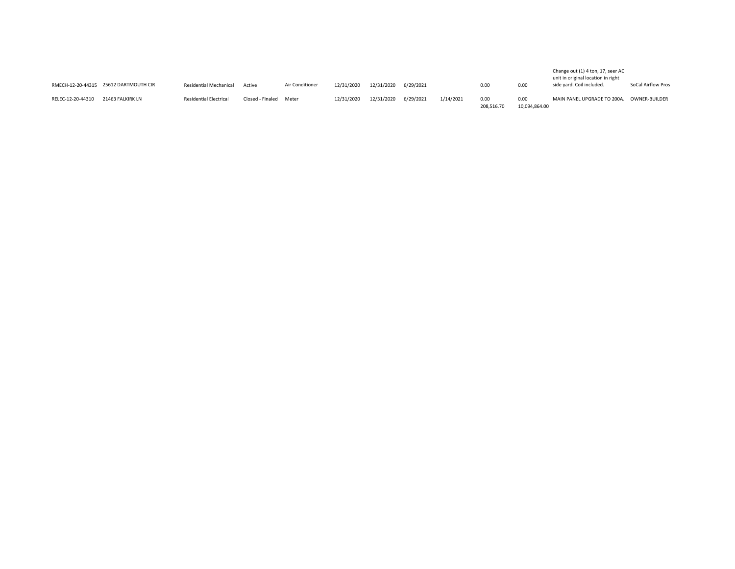| | | | | | | | | | | | | |
|---|---|---|---|---|---|---|---|---|---|---|---|---|
| RMECH-12-20-44315 | 25612 DARTMOUTH CIR | Residential Mechanical | Active | Air Conditioner | 12/31/2020 | 12/31/2020 | 6/29/2021 | | 0.00 | 0.00 | Change out (1) 4 ton, 17, seer AC unit in original location in right side yard. Coil included. | SoCal Airflow Pros |
| RELEC-12-20-44310 | 21463 FALKIRK LN | Residential Electrical | Closed - Finaled | Meter | 12/31/2020 | 12/31/2020 | 6/29/2021 | 1/14/2021 | 0.00 | 0.00 | MAIN PANEL UPGRADE TO 200A. | OWNER-BUILDER |
| | | | | | | | | | 208,516.70 | 10,094,864.00 | | |